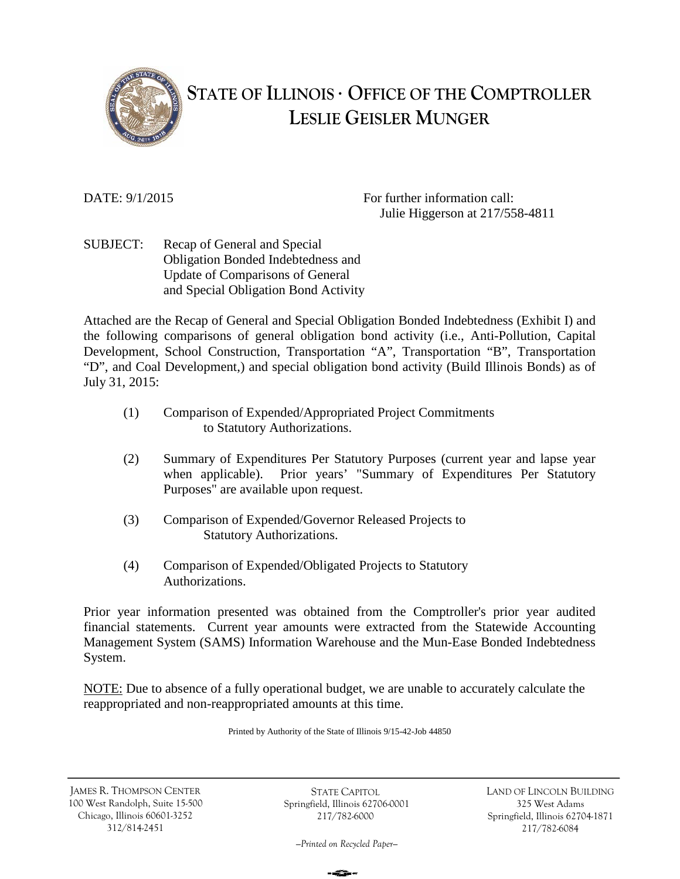# STATE OF ILLINOIS · OFFICE OF THE COMPTROLLER
## LESLIE GEISLER MUNGER

DATE: 9/1/2015

For further information call:
Julie Higgerson at 217/558-4811

SUBJECT: Recap of General and Special Obligation Bonded Indebtedness and Update of Comparisons of General and Special Obligation Bond Activity

Attached are the Recap of General and Special Obligation Bonded Indebtedness (Exhibit I) and the following comparisons of general obligation bond activity (i.e., Anti-Pollution, Capital Development, School Construction, Transportation "A", Transportation "B", Transportation "D", and Coal Development,) and special obligation bond activity (Build Illinois Bonds) as of July 31, 2015:

(1) Comparison of Expended/Appropriated Project Commitments to Statutory Authorizations.

(2) Summary of Expenditures Per Statutory Purposes (current year and lapse year when applicable). Prior years' "Summary of Expenditures Per Statutory Purposes" are available upon request.

(3) Comparison of Expended/Governor Released Projects to Statutory Authorizations.

(4) Comparison of Expended/Obligated Projects to Statutory Authorizations.

Prior year information presented was obtained from the Comptroller's prior year audited financial statements. Current year amounts were extracted from the Statewide Accounting Management System (SAMS) Information Warehouse and the Mun-Ease Bonded Indebtedness System.

NOTE: Due to absence of a fully operational budget, we are unable to accurately calculate the reappropriated and non-reappropriated amounts at this time.

Printed by Authority of the State of Illinois 9/15-42-Job 44850

JAMES R. THOMPSON CENTER
100 West Randolph, Suite 15-500
Chicago, Illinois 60601-3252
312/814-2451

STATE CAPITOL
Springfield, Illinois 62706-0001
217/782-6000

LAND OF LINCOLN BUILDING
325 West Adams
Springfield, Illinois 62704-1871
217/782-6084

–Printed on Recycled Paper–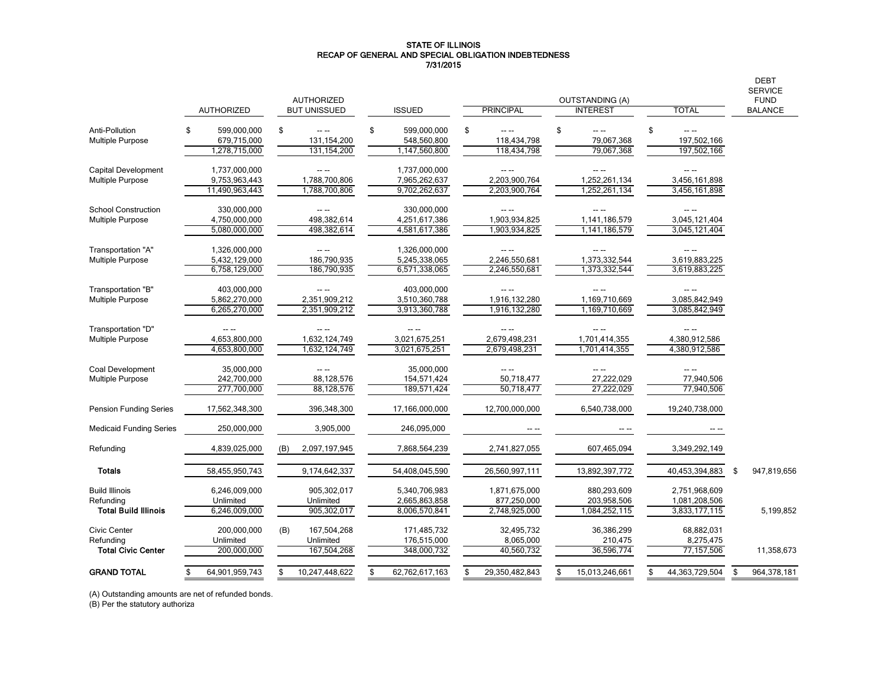# STATE OF ILLINOIS
## RECAP OF GENERAL AND SPECIAL OBLIGATION INDEBTEDNESS
### 7/31/2015

| | AUTHORIZED | AUTHORIZED BUT UNISSUED | ISSUED | OUTSTANDING (A) PRINCIPAL | OUTSTANDING (A) INTEREST | OUTSTANDING (A) TOTAL | DEBT SERVICE FUND BALANCE |
|---|---|---|---|---|---|---|---|
| Anti-Pollution | $ 599,000,000 | $ -- -- | $ 599,000,000 | $ -- -- | $ -- -- | $ -- -- | |
| Multiple Purpose | 679,715,000 | 131,154,200 | 548,560,800 | 118,434,798 | 79,067,368 | 197,502,166 | |
| | 1,278,715,000 | 131,154,200 | 1,147,560,800 | 118,434,798 | 79,067,368 | 197,502,166 | |
| Capital Development | 1,737,000,000 | -- -- | 1,737,000,000 | -- -- | -- -- | -- -- | |
| Multiple Purpose | 9,753,963,443 | 1,788,700,806 | 7,965,262,637 | 2,203,900,764 | 1,252,261,134 | 3,456,161,898 | |
| | 11,490,963,443 | 1,788,700,806 | 9,702,262,637 | 2,203,900,764 | 1,252,261,134 | 3,456,161,898 | |
| School Construction | 330,000,000 | -- -- | 330,000,000 | -- -- | -- -- | -- -- | |
| Multiple Purpose | 4,750,000,000 | 498,382,614 | 4,251,617,386 | 1,903,934,825 | 1,141,186,579 | 3,045,121,404 | |
| | 5,080,000,000 | 498,382,614 | 4,581,617,386 | 1,903,934,825 | 1,141,186,579 | 3,045,121,404 | |
| Transportation "A" | 1,326,000,000 | -- -- | 1,326,000,000 | -- -- | -- -- | -- -- | |
| Multiple Purpose | 5,432,129,000 | 186,790,935 | 5,245,338,065 | 2,246,550,681 | 1,373,332,544 | 3,619,883,225 | |
| | 6,758,129,000 | 186,790,935 | 6,571,338,065 | 2,246,550,681 | 1,373,332,544 | 3,619,883,225 | |
| Transportation "B" | 403,000,000 | -- -- | 403,000,000 | -- -- | -- -- | -- -- | |
| Multiple Purpose | 5,862,270,000 | 2,351,909,212 | 3,510,360,788 | 1,916,132,280 | 1,169,710,669 | 3,085,842,949 | |
| | 6,265,270,000 | 2,351,909,212 | 3,913,360,788 | 1,916,132,280 | 1,169,710,669 | 3,085,842,949 | |
| Transportation "D" | -- -- | -- -- | -- -- | -- -- | -- -- | -- -- | |
| Multiple Purpose | 4,653,800,000 | 1,632,124,749 | 3,021,675,251 | 2,679,498,231 | 1,701,414,355 | 4,380,912,586 | |
| | 4,653,800,000 | 1,632,124,749 | 3,021,675,251 | 2,679,498,231 | 1,701,414,355 | 4,380,912,586 | |
| Coal Development | 35,000,000 | -- -- | 35,000,000 | -- -- | -- -- | -- -- | |
| Multiple Purpose | 242,700,000 | 88,128,576 | 154,571,424 | 50,718,477 | 27,222,029 | 77,940,506 | |
| | 277,700,000 | 88,128,576 | 189,571,424 | 50,718,477 | 27,222,029 | 77,940,506 | |
| Pension Funding Series | 17,562,348,300 | 396,348,300 | 17,166,000,000 | 12,700,000,000 | 6,540,738,000 | 19,240,738,000 | |
| Medicaid Funding Series | 250,000,000 | 3,905,000 | 246,095,000 | -- -- | -- -- | -- -- | |
| Refunding | 4,839,025,000 | (B) 2,097,197,945 | 7,868,564,239 | 2,741,827,055 | 607,465,094 | 3,349,292,149 | |
| **Totals** | 58,455,950,743 | 9,174,642,337 | 54,408,045,590 | 26,560,997,111 | 13,892,397,772 | 40,453,394,883 | $ 947,819,656 |
| Build Illinois | 6,246,009,000 | 905,302,017 | 5,340,706,983 | 1,871,675,000 | 880,293,609 | 2,751,968,609 | |
| Refunding | Unlimited | Unlimited | 2,665,863,858 | 877,250,000 | 203,958,506 | 1,081,208,506 | |
| **Total Build Illinois** | 6,246,009,000 | 905,302,017 | 8,006,570,841 | 2,748,925,000 | 1,084,252,115 | 3,833,177,115 | 5,199,852 |
| Civic Center | 200,000,000 | (B) 167,504,268 | 171,485,732 | 32,495,732 | 36,386,299 | 68,882,031 | |
| Refunding | Unlimited | Unlimited | 176,515,000 | 8,065,000 | 210,475 | 8,275,475 | |
| **Total Civic Center** | 200,000,000 | 167,504,268 | 348,000,732 | 40,560,732 | 36,596,774 | 77,157,506 | 11,358,673 |
| **GRAND TOTAL** | $ 64,901,959,743 | $ 10,247,448,622 | $ 62,762,617,163 | $ 29,350,482,843 | $ 15,013,246,661 | $ 44,363,729,504 | $ 964,378,181 |

(A) Outstanding amounts are net of refunded bonds.
(B) Per the statutory authoriza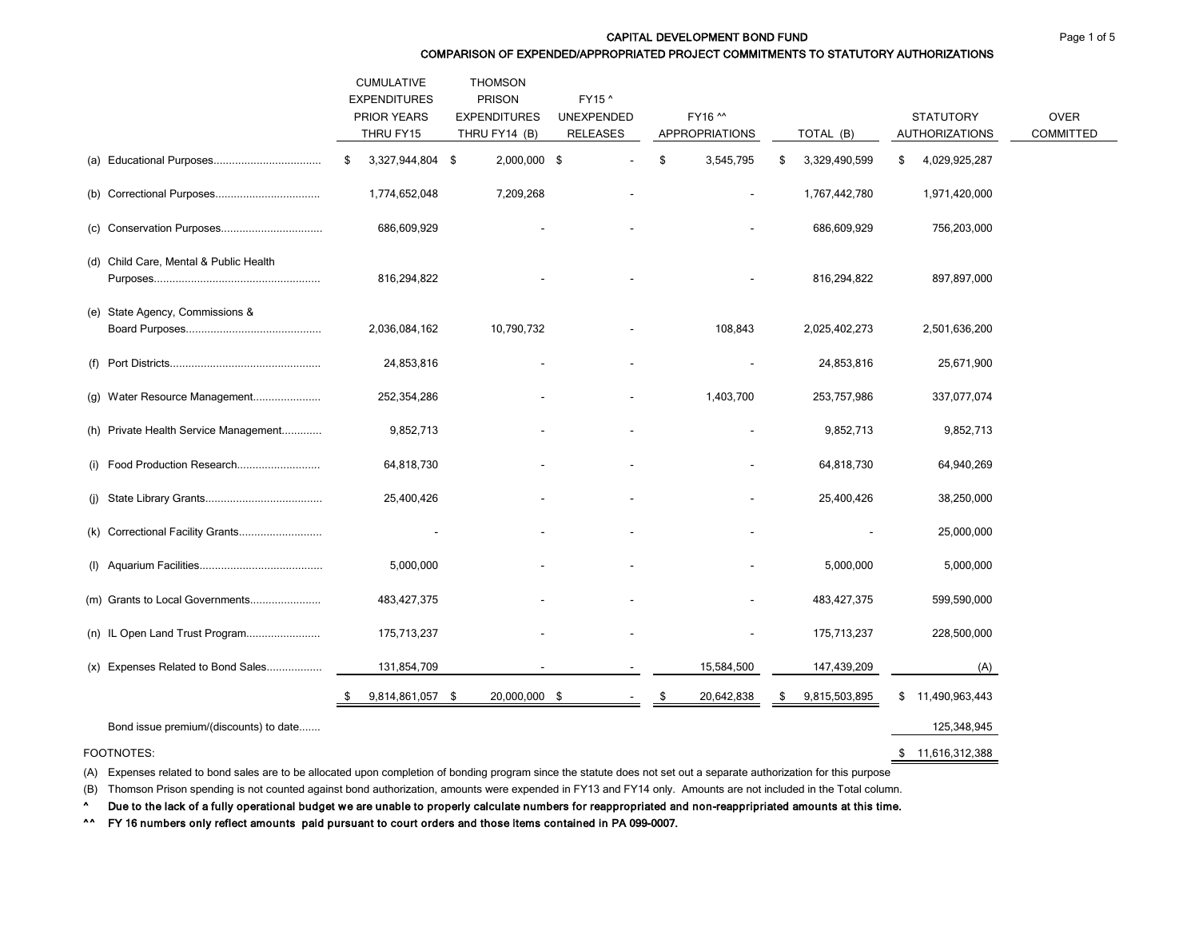# CAPITAL DEVELOPMENT BOND FUND

## COMPARISON OF EXPENDED/APPROPRIATED PROJECT COMMITMENTS TO STATUTORY AUTHORIZATIONS

| | CUMULATIVE EXPENDITURES PRIOR YEARS THRU FY15 | THOMSON PRISON EXPENDITURES THRU FY14 (B) | FY15 ^ UNEXPENDED RELEASES | FY16 ^^ APPROPRIATIONS | TOTAL (B) | STATUTORY AUTHORIZATIONS | OVER COMMITTED |
|---|---|---|---|---|---|---|---|
| (a) Educational Purposes | $ 3,327,944,804 | $ 2,000,000 | $ - | $ 3,545,795 | $ 3,329,490,599 | $ 4,029,925,287 | |
| (b) Correctional Purposes | 1,774,652,048 | 7,209,268 | - | - | 1,767,442,780 | 1,971,420,000 | |
| (c) Conservation Purposes | 686,609,929 | - | - | - | 686,609,929 | 756,203,000 | |
| (d) Child Care, Mental & Public Health Purposes | 816,294,822 | - | - | - | 816,294,822 | 897,897,000 | |
| (e) State Agency, Commissions & Board Purposes | 2,036,084,162 | 10,790,732 | - | 108,843 | 2,025,402,273 | 2,501,636,200 | |
| (f) Port Districts | 24,853,816 | - | - | - | 24,853,816 | 25,671,900 | |
| (g) Water Resource Management | 252,354,286 | - | - | 1,403,700 | 253,757,986 | 337,077,074 | |
| (h) Private Health Service Management | 9,852,713 | - | - | - | 9,852,713 | 9,852,713 | |
| (i) Food Production Research | 64,818,730 | - | - | - | 64,818,730 | 64,940,269 | |
| (j) State Library Grants | 25,400,426 | - | - | - | 25,400,426 | 38,250,000 | |
| (k) Correctional Facility Grants | - | - | - | - | - | 25,000,000 | |
| (l) Aquarium Facilities | 5,000,000 | - | - | - | 5,000,000 | 5,000,000 | |
| (m) Grants to Local Governments | 483,427,375 | - | - | - | 483,427,375 | 599,590,000 | |
| (n) IL Open Land Trust Program | 175,713,237 | - | - | - | 175,713,237 | 228,500,000 | |
| (x) Expenses Related to Bond Sales | 131,854,709 | - | - | 15,584,500 | 147,439,209 | (A) | |
| | $ 9,814,861,057 | $ 20,000,000 | $ - | $ 20,642,838 | $ 9,815,503,895 | $ 11,490,963,443 | |
| Bond issue premium/(discounts) to date | | | | | | 125,348,945 | |
| | | | | | | $ 11,616,312,388 | |

FOOTNOTES:

(A) Expenses related to bond sales are to be allocated upon completion of bonding program since the statute does not set out a separate authorization for this purpose

(B) Thomson Prison spending is not counted against bond authorization, amounts were expended in FY13 and FY14 only. Amounts are not included in the Total column.

^ **Due to the lack of a fully operational budget we are unable to properly calculate numbers for reappropriated and non-reappripriated amounts at this time.**

^^ **FY 16 numbers only reflect amounts paid pursuant to court orders and those items contained in PA 099-0007.**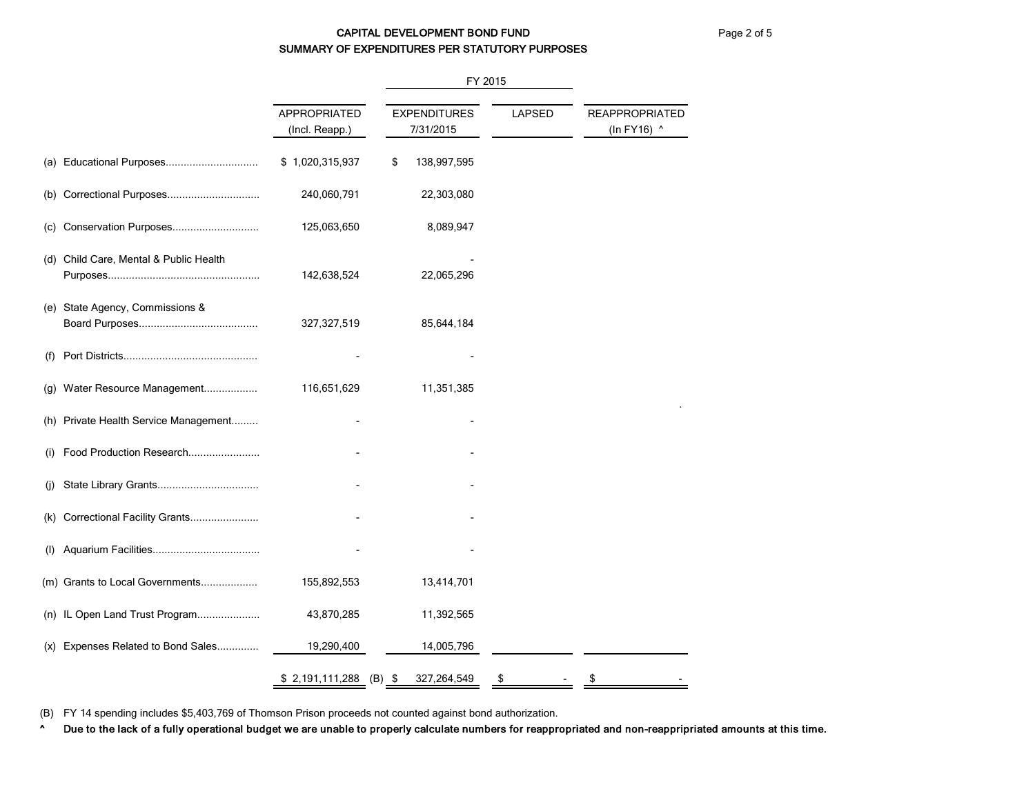# CAPITAL DEVELOPMENT BOND FUND
## SUMMARY OF EXPENDITURES PER STATUTORY PURPOSES

| | APPROPRIATED (Incl. Reapp.) | FY 2015 EXPENDITURES 7/31/2015 | LAPSED | REAPPROPRIATED (In FY16) ^ |
|---|---|---|---|---|
| (a) Educational Purposes | $ 1,020,315,937 | $ 138,997,595 | | |
| (b) Correctional Purposes | 240,060,791 | 22,303,080 | | |
| (c) Conservation Purposes | 125,063,650 | 8,089,947 | | |
| (d) Child Care, Mental & Public Health Purposes | 142,638,524 | - 22,065,296 | | |
| (e) State Agency, Commissions & Board Purposes | 327,327,519 | 85,644,184 | | |
| (f) Port Districts | - | - | | |
| (g) Water Resource Management | 116,651,629 | 11,351,385 | | |
| (h) Private Health Service Management | - | - | | |
| (i) Food Production Research | - | - | | |
| (j) State Library Grants | - | - | | |
| (k) Correctional Facility Grants | - | - | | |
| (l) Aquarium Facilities | - | - | | |
| (m) Grants to Local Governments | 155,892,553 | 13,414,701 | | |
| (n) IL Open Land Trust Program | 43,870,285 | 11,392,565 | | |
| (x) Expenses Related to Bond Sales | 19,290,400 | 14,005,796 | | |
| | $ 2,191,111,288 | (B) $ 327,264,549 | $ - | $ - |

(B) FY 14 spending includes $5,403,769 of Thomson Prison proceeds not counted against bond authorization.

^ **Due to the lack of a fully operational budget we are unable to properly calculate numbers for reappropriated and non-reappripriated amounts at this time.**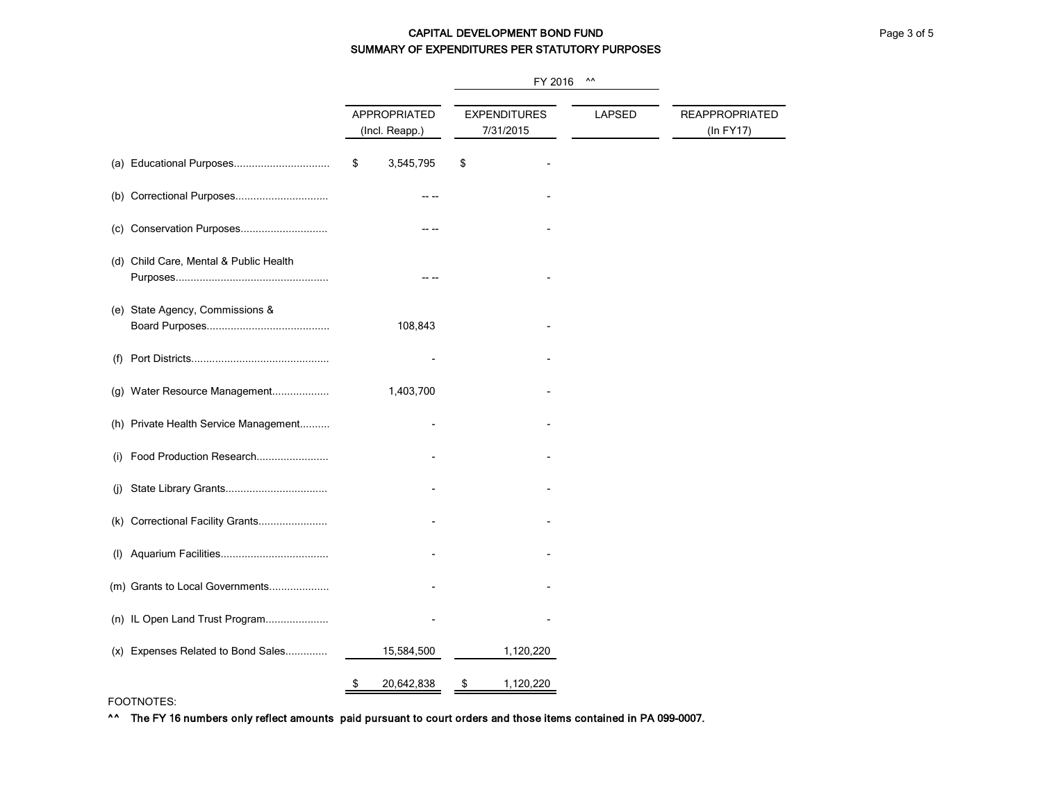# CAPITAL DEVELOPMENT BOND FUND
## SUMMARY OF EXPENDITURES PER STATUTORY PURPOSES

| | FY 2016 ^^ | | | |
|---|---|---|---|---|
| | APPROPRIATED (Incl. Reapp.) | EXPENDITURES 7/31/2015 | LAPSED | REAPPROPRIATED (In FY17) |
| (a) Educational Purposes | $ 3,545,795 | $ - | | |
| (b) Correctional Purposes | -- -- | - | | |
| (c) Conservation Purposes | -- -- | - | | |
| (d) Child Care, Mental & Public Health Purposes | -- -- | - | | |
| (e) State Agency, Commissions & Board Purposes | 108,843 | - | | |
| (f) Port Districts | - | - | | |
| (g) Water Resource Management | 1,403,700 | - | | |
| (h) Private Health Service Management | - | - | | |
| (i) Food Production Research | - | - | | |
| (j) State Library Grants | - | - | | |
| (k) Correctional Facility Grants | - | - | | |
| (l) Aquarium Facilities | - | - | | |
| (m) Grants to Local Governments | - | - | | |
| (n) IL Open Land Trust Program | - | - | | |
| (x) Expenses Related to Bond Sales | 15,584,500 | 1,120,220 | | |
| | $ 20,642,838 | $ 1,120,220 | | |

FOOTNOTES:

**^^ The FY 16 numbers only reflect amounts paid pursuant to court orders and those items contained in PA 099-0007.**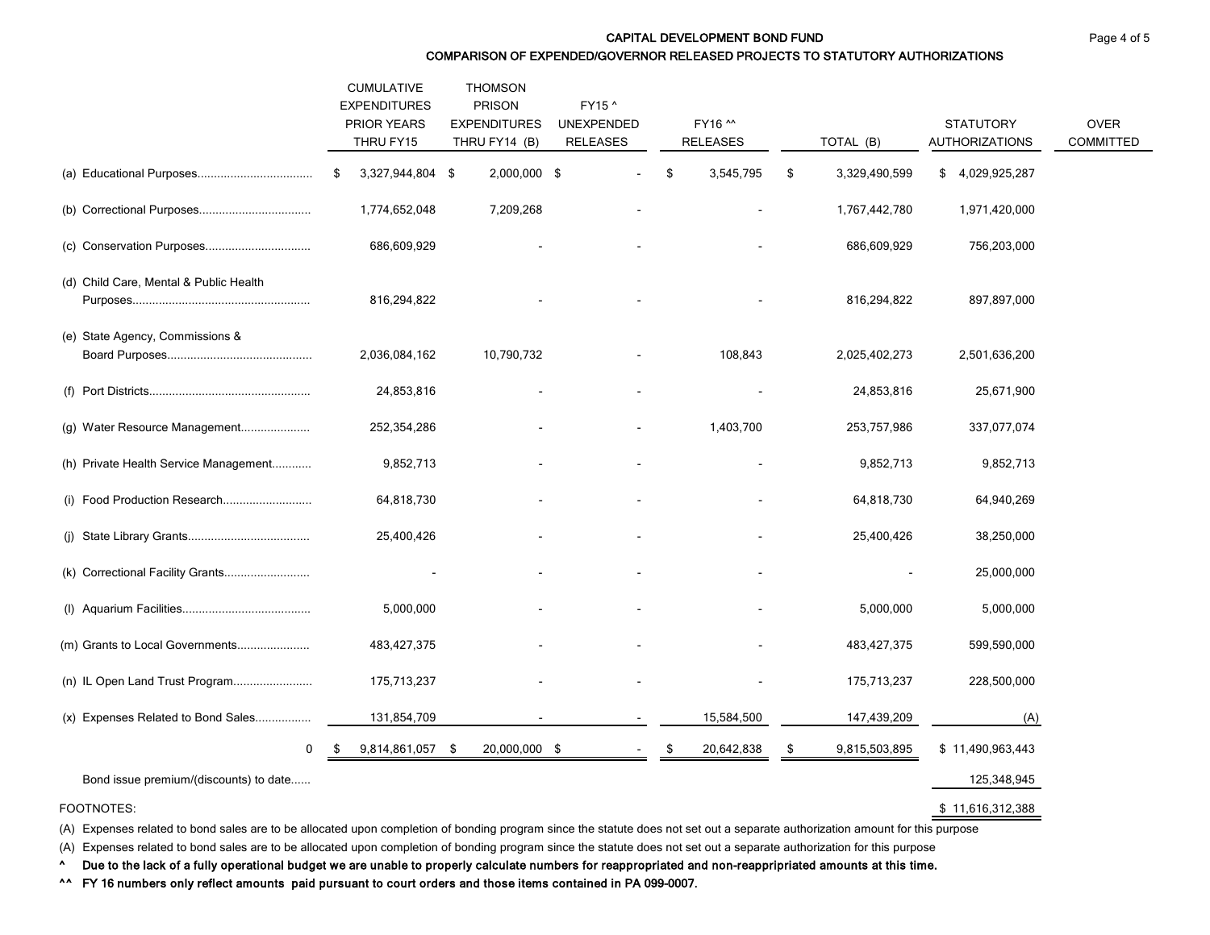## CAPITAL DEVELOPMENT BOND FUND

### COMPARISON OF EXPENDED/GOVERNOR RELEASED PROJECTS TO STATUTORY AUTHORIZATIONS

| | CUMULATIVE EXPENDITURES PRIOR YEARS THRU FY15 | THOMSON PRISON EXPENDITURES THRU FY14 (B) | FY15 ^ UNEXPENDED RELEASES | FY16 ^^ RELEASES | TOTAL (B) | STATUTORY AUTHORIZATIONS | OVER COMMITTED |
|---|---|---|---|---|---|---|---|
| (a) Educational Purposes.................................. | $ 3,327,944,804 | $ 2,000,000 | $ - | $ 3,545,795 | $ 3,329,490,599 | $ 4,029,925,287 | |
| (b) Correctional Purposes................................. | 1,774,652,048 | 7,209,268 | - | - | 1,767,442,780 | 1,971,420,000 | |
| (c) Conservation Purposes............................... | 686,609,929 | - | - | - | 686,609,929 | 756,203,000 | |
| (d) Child Care, Mental & Public Health Purposes..................................................... | 816,294,822 | - | - | - | 816,294,822 | 897,897,000 | |
| (e) State Agency, Commissions & Board Purposes........................................... | 2,036,084,162 | 10,790,732 | - | 108,843 | 2,025,402,273 | 2,501,636,200 | |
| (f) Port Districts................................................ | 24,853,816 | - | - | - | 24,853,816 | 25,671,900 | |
| (g) Water Resource Management.................... | 252,354,286 | - | - | 1,403,700 | 253,757,986 | 337,077,074 | |
| (h) Private Health Service Management........... | 9,852,713 | - | - | - | 9,852,713 | 9,852,713 | |
| (i) Food Production Research........................... | 64,818,730 | - | - | - | 64,818,730 | 64,940,269 | |
| (j) State Library Grants.................................... | 25,400,426 | - | - | - | 25,400,426 | 38,250,000 | |
| (k) Correctional Facility Grants.......................... | - | - | - | - | - | 25,000,000 | |
| (l) Aquarium Facilities...................................... | 5,000,000 | - | - | - | 5,000,000 | 5,000,000 | |
| (m) Grants to Local Governments..................... | 483,427,375 | - | - | - | 483,427,375 | 599,590,000 | |
| (n) IL Open Land Trust Program....................... | 175,713,237 | - | - | - | 175,713,237 | 228,500,000 | |
| (x) Expenses Related to Bond Sales................ | 131,854,709 | - | - | 15,584,500 | 147,439,209 | (A) | |
| 0 | $ 9,814,861,057 | $ 20,000,000 | $ - | $ 20,642,838 | $ 9,815,503,895 | $ 11,490,963,443 | |
| Bond issue premium/(discounts) to date...... | | | | | | 125,348,945 | |
| | | | | | | $ 11,616,312,388 | |

FOOTNOTES:

(A) Expenses related to bond sales are to be allocated upon completion of bonding program since the statute does not set out a separate authorization amount for this purpose

(A) Expenses related to bond sales are to be allocated upon completion of bonding program since the statute does not set out a separate authorization for this purpose

**^ Due to the lack of a fully operational budget we are unable to properly calculate numbers for reappropriated and non-reappripriated amounts at this time.**

**^^ FY 16 numbers only reflect amounts paid pursuant to court orders and those items contained in PA 099-0007.**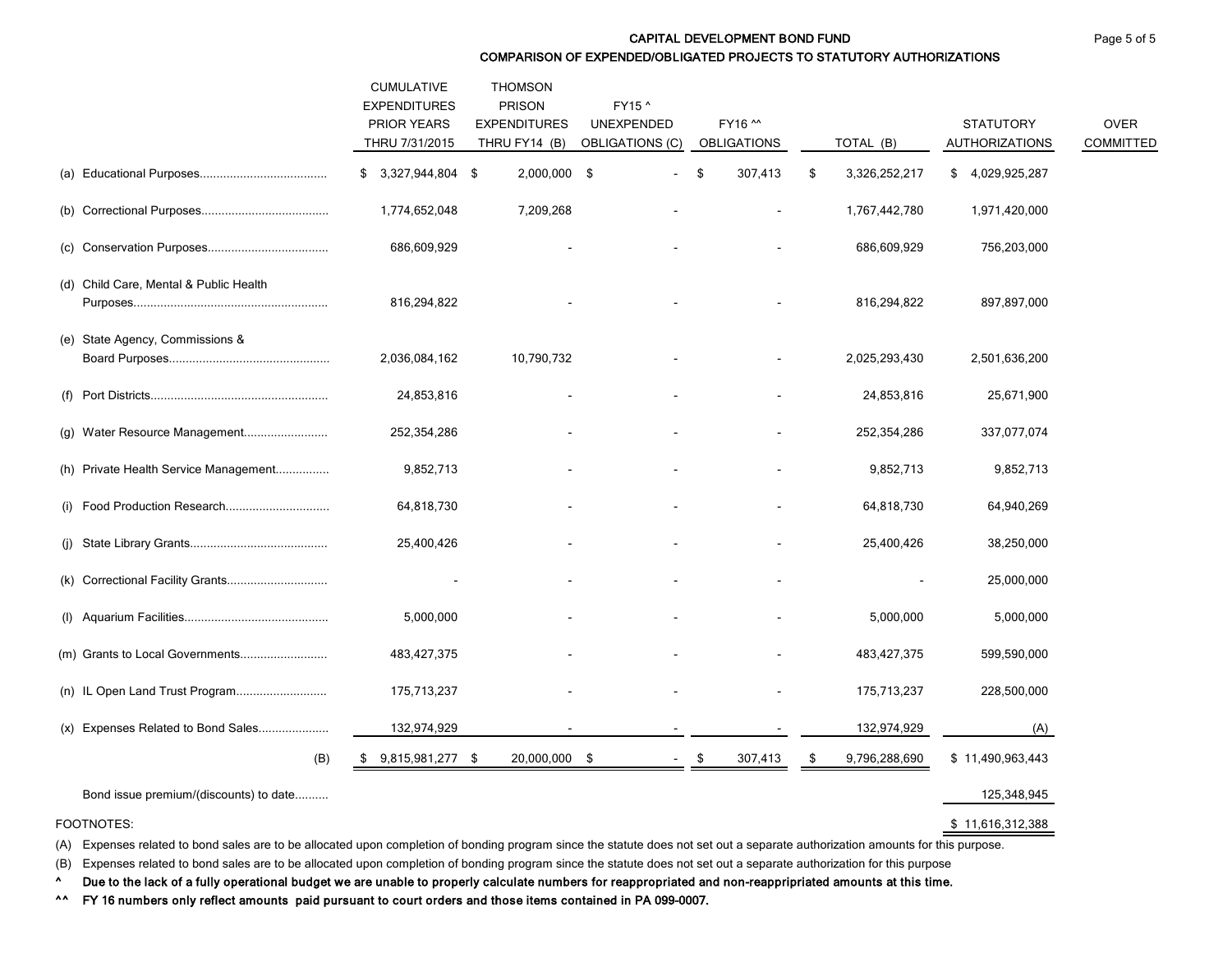## CAPITAL DEVELOPMENT BOND FUND

### COMPARISON OF EXPENDED/OBLIGATED PROJECTS TO STATUTORY AUTHORIZATIONS

| | CUMULATIVE EXPENDITURES PRIOR YEARS THRU 7/31/2015 | THOMSON PRISON EXPENDITURES THRU FY14 (B) | FY15 ^ UNEXPENDED OBLIGATIONS (C) | FY16 ^^ OBLIGATIONS | TOTAL (B) | STATUTORY AUTHORIZATIONS | OVER COMMITTED |
|---|---|---|---|---|---|---|---|
| (a) Educational Purposes | $ 3,327,944,804 | $ 2,000,000 | $ - | $ 307,413 | $ 3,326,252,217 | $ 4,029,925,287 | |
| (b) Correctional Purposes | 1,774,652,048 | 7,209,268 | - | - | 1,767,442,780 | 1,971,420,000 | |
| (c) Conservation Purposes | 686,609,929 | - | - | - | 686,609,929 | 756,203,000 | |
| (d) Child Care, Mental & Public Health Purposes | 816,294,822 | - | - | - | 816,294,822 | 897,897,000 | |
| (e) State Agency, Commissions & Board Purposes | 2,036,084,162 | 10,790,732 | - | - | 2,025,293,430 | 2,501,636,200 | |
| (f) Port Districts | 24,853,816 | - | - | - | 24,853,816 | 25,671,900 | |
| (g) Water Resource Management | 252,354,286 | - | - | - | 252,354,286 | 337,077,074 | |
| (h) Private Health Service Management | 9,852,713 | - | - | - | 9,852,713 | 9,852,713 | |
| (i) Food Production Research | 64,818,730 | - | - | - | 64,818,730 | 64,940,269 | |
| (j) State Library Grants | 25,400,426 | - | - | - | 25,400,426 | 38,250,000 | |
| (k) Correctional Facility Grants | - | - | - | - | - | 25,000,000 | |
| (l) Aquarium Facilities | 5,000,000 | - | - | - | 5,000,000 | 5,000,000 | |
| (m) Grants to Local Governments | 483,427,375 | - | - | - | 483,427,375 | 599,590,000 | |
| (n) IL Open Land Trust Program | 175,713,237 | - | - | - | 175,713,237 | 228,500,000 | |
| (x) Expenses Related to Bond Sales | 132,974,929 | - | - | - | 132,974,929 | (A) | |
| (B) | $ 9,815,981,277 | $ 20,000,000 | $ - | $ 307,413 | $ 9,796,288,690 | $ 11,490,963,443 | |
| Bond issue premium/(discounts) to date | | | | | | 125,348,945 | |
| | | | | | | $ 11,616,312,388 | |

FOOTNOTES:

(A) Expenses related to bond sales are to be allocated upon completion of bonding program since the statute does not set out a separate authorization amounts for this purpose.

(B) Expenses related to bond sales are to be allocated upon completion of bonding program since the statute does not set out a separate authorization for this purpose

^ **Due to the lack of a fully operational budget we are unable to properly calculate numbers for reappropriated and non-reappripriated amounts at this time.**

^^ **FY 16 numbers only reflect amounts paid pursuant to court orders and those items contained in PA 099-0007.**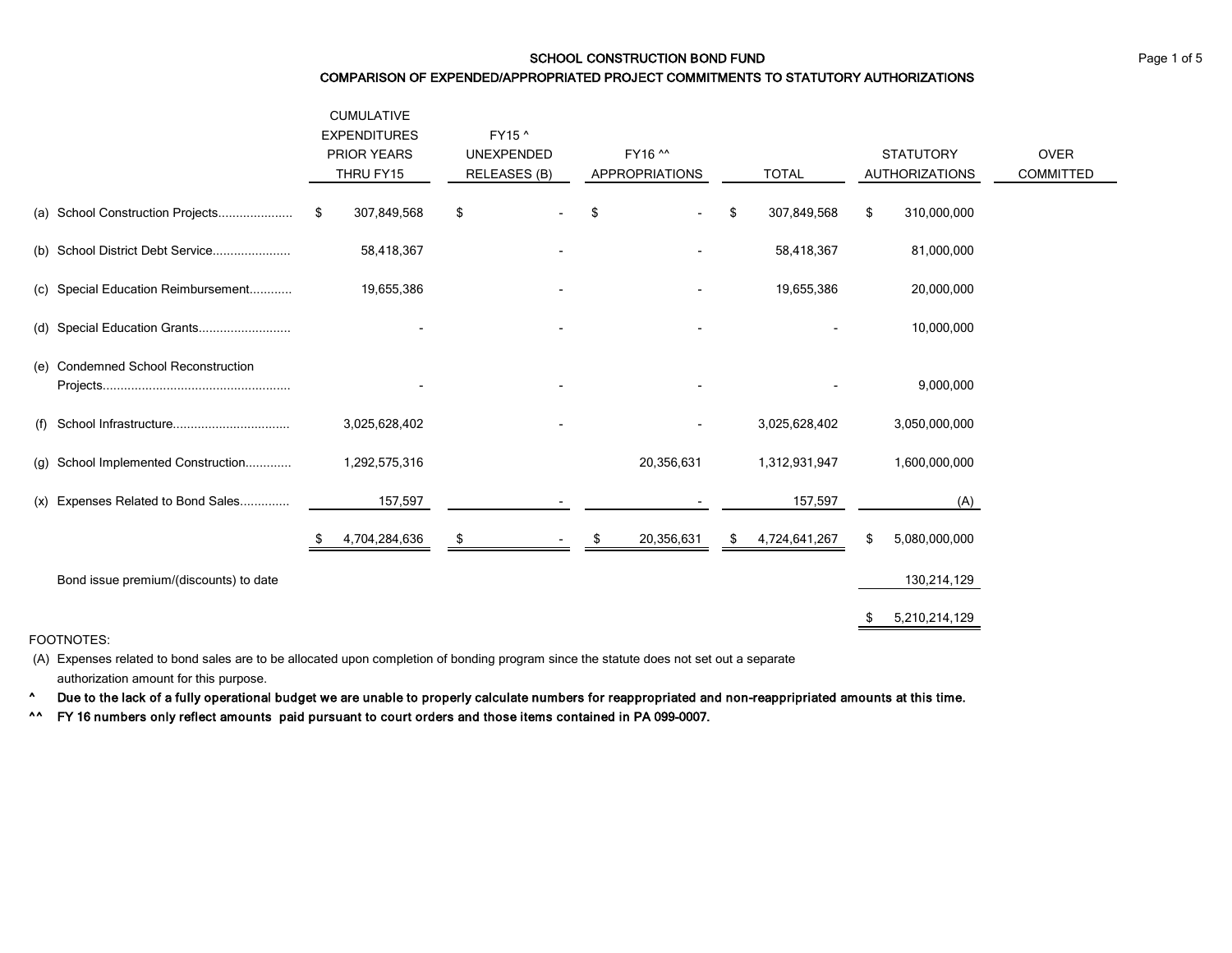# SCHOOL CONSTRUCTION BOND FUND

## COMPARISON OF EXPENDED/APPROPRIATED PROJECT COMMITMENTS TO STATUTORY AUTHORIZATIONS

| | CUMULATIVE EXPENDITURES PRIOR YEARS THRU FY15 | FY15 ^ UNEXPENDED RELEASES (B) | FY16 ^^ APPROPRIATIONS | TOTAL | STATUTORY AUTHORIZATIONS | OVER COMMITTED |
|---|---|---|---|---|---|---|
| (a) School Construction Projects.................... | $ 307,849,568 | $ - | $ - | $ 307,849,568 | $ 310,000,000 | |
| (b) School District Debt Service..................... | 58,418,367 | - | - | 58,418,367 | 81,000,000 | |
| (c) Special Education Reimbursement........... | 19,655,386 | - | - | 19,655,386 | 20,000,000 | |
| (d) Special Education Grants......................... | - | - | - | - | 10,000,000 | |
| (e) Condemned School Reconstruction Projects.................................................... | - | - | - | - | 9,000,000 | |
| (f) School Infrastructure................................ | 3,025,628,402 | - | - | 3,025,628,402 | 3,050,000,000 | |
| (g) School Implemented Construction............ | 1,292,575,316 | | 20,356,631 | 1,312,931,947 | 1,600,000,000 | |
| (x) Expenses Related to Bond Sales............. | 157,597 | - | - | 157,597 | (A) | |
| | $ 4,704,284,636 | $ - | $ 20,356,631 | $ 4,724,641,267 | $ 5,080,000,000 | |
| Bond issue premium/(discounts) to date | | | | | 130,214,129 | |
| | | | | | $ 5,210,214,129 | |

FOOTNOTES:

(A) Expenses related to bond sales are to be allocated upon completion of bonding program since the statute does not set out a separate authorization amount for this purpose.

^ **Due to the lack of a fully operational budget we are unable to properly calculate numbers for reappropriated and non-reappripriated amounts at this time.**

^^ **FY 16 numbers only reflect amounts paid pursuant to court orders and those items contained in PA 099-0007.**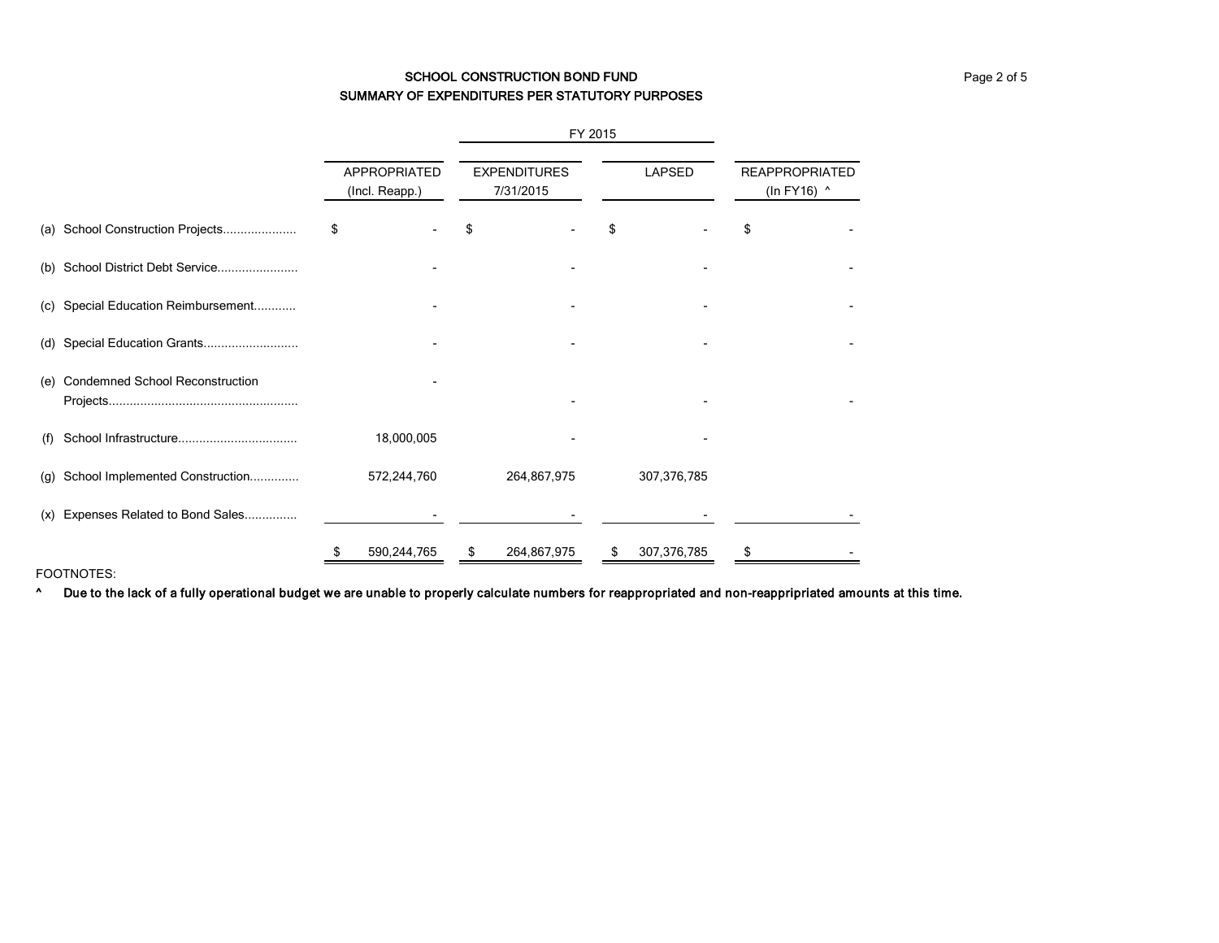# SCHOOL CONSTRUCTION BOND FUND
## SUMMARY OF EXPENDITURES PER STATUTORY PURPOSES

| | FY 2015 | | | |
|---|---|---|---|---|
| | APPROPRIATED (Incl. Reapp.) | EXPENDITURES 7/31/2015 | LAPSED | REAPPROPRIATED (In FY16) ^ |
| (a) School Construction Projects.................... | $ - | $ - | $ - | $ - |
| (b) School District Debt Service....................... | - | - | - | - |
| (c) Special Education Reimbursement............ | - | - | - | - |
| (d) Special Education Grants........................... | - | - | - | - |
| (e) Condemned School Reconstruction Projects..................................................... | - | - | - | - |
| (f) School Infrastructure.................................. | 18,000,005 | - | - | |
| (g) School Implemented Construction............. | 572,244,760 | 264,867,975 | 307,376,785 | |
| (x) Expenses Related to Bond Sales.............. | - | - | - | - |
| | $ 590,244,765 | $ 264,867,975 | $ 307,376,785 | $ - |

FOOTNOTES:

**^ Due to the lack of a fully operational budget we are unable to properly calculate numbers for reappropriated and non-reappripriated amounts at this time.**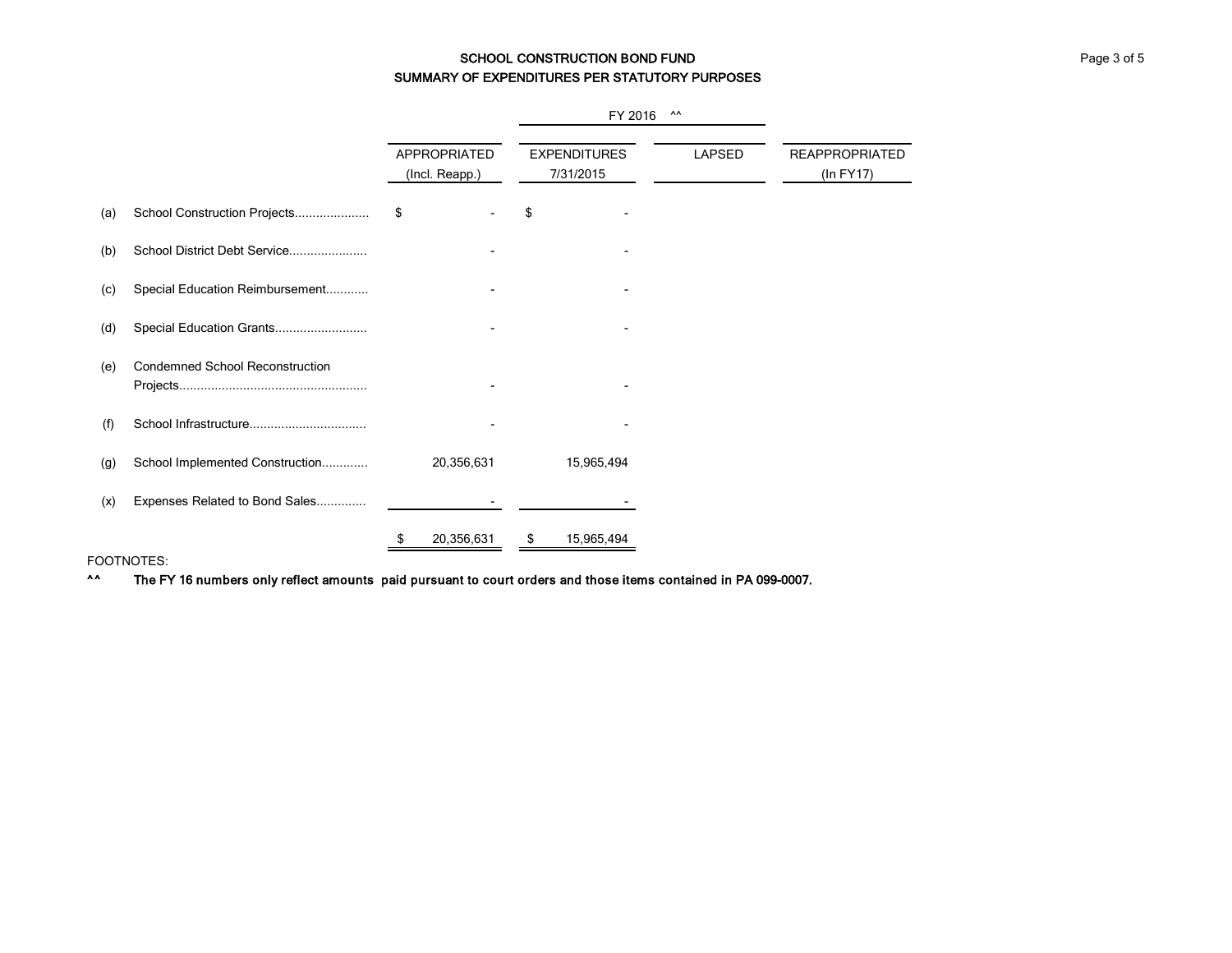# SCHOOL CONSTRUCTION BOND FUND
## SUMMARY OF EXPENDITURES PER STATUTORY PURPOSES

| | | | FY 2016 ^^ | | |
|---|---|---|---|---|---|
| | | APPROPRIATED (Incl. Reapp.) | EXPENDITURES 7/31/2015 | LAPSED | REAPPROPRIATED (In FY17) |
| (a) | School Construction Projects.................... | $ - | $ - | | |
| (b) | School District Debt Service..................... | - | - | | |
| (c) | Special Education Reimbursement........... | - | - | | |
| (d) | Special Education Grants......................... | - | - | | |
| (e) | Condemned School Reconstruction Projects.................................................... | - | - | | |
| (f) | School Infrastructure................................ | - | - | | |
| (g) | School Implemented Construction............ | 20,356,631 | 15,965,494 | | |
| (x) | Expenses Related to Bond Sales............. | - | - | | |
| | | $ 20,356,631 | $ 15,965,494 | | |

FOOTNOTES:

^^ **The FY 16 numbers only reflect amounts paid pursuant to court orders and those items contained in PA 099-0007.**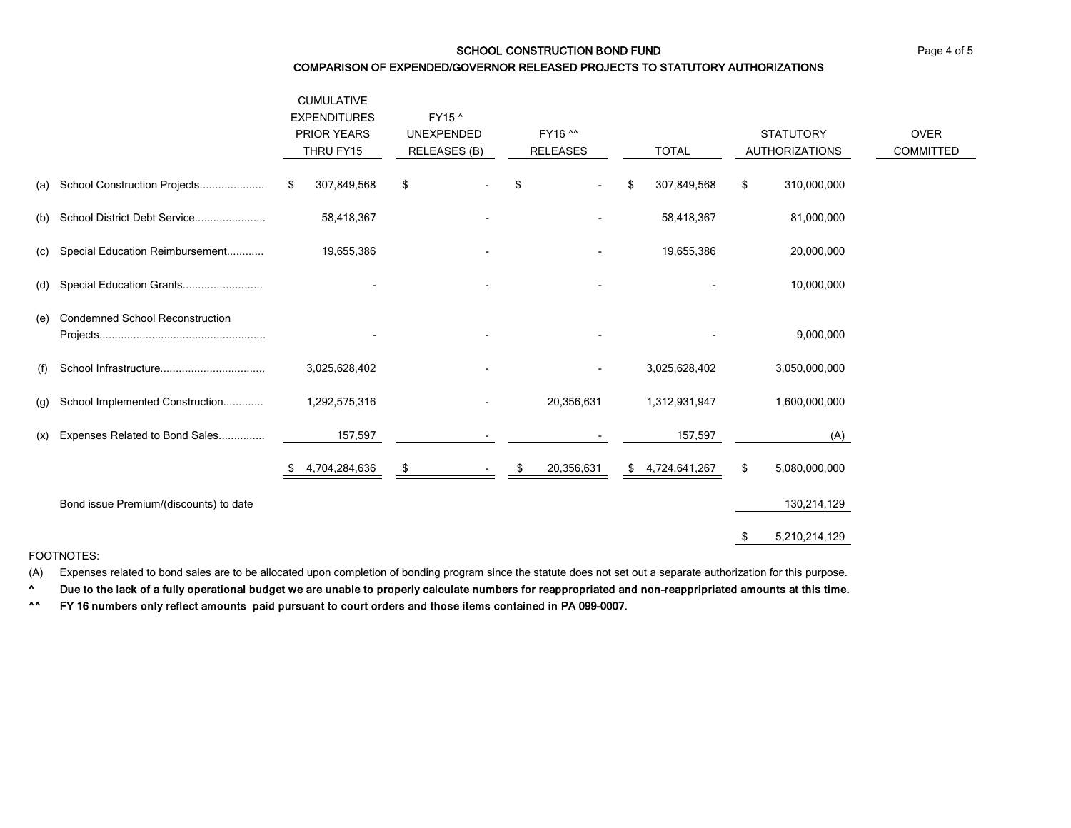## SCHOOL CONSTRUCTION BOND FUND

### COMPARISON OF EXPENDED/GOVERNOR RELEASED PROJECTS TO STATUTORY AUTHORIZATIONS

| | | CUMULATIVE EXPENDITURES PRIOR YEARS THRU FY15 | FY15 ^ UNEXPENDED RELEASES (B) | FY16 ^^ RELEASES | TOTAL | STATUTORY AUTHORIZATIONS | OVER COMMITTED |
|---|---|---|---|---|---|---|---|
| (a) | School Construction Projects.................... | $ 307,849,568 | $ - | $ - | $ 307,849,568 | $ 310,000,000 | |
| (b) | School District Debt Service...................... | 58,418,367 | - | - | 58,418,367 | 81,000,000 | |
| (c) | Special Education Reimbursement........... | 19,655,386 | - | - | 19,655,386 | 20,000,000 | |
| (d) | Special Education Grants.......................... | - | - | - | - | 10,000,000 | |
| (e) | Condemned School Reconstruction Projects..................................................... | - | - | - | - | 9,000,000 | |
| (f) | School Infrastructure................................. | 3,025,628,402 | - | - | 3,025,628,402 | 3,050,000,000 | |
| (g) | School Implemented Construction............ | 1,292,575,316 | - | 20,356,631 | 1,312,931,947 | 1,600,000,000 | |
| (x) | Expenses Related to Bond Sales.............. | 157,597 | - | - | 157,597 | (A) | |
| | | $ 4,704,284,636 | $ - | $ 20,356,631 | $ 4,724,641,267 | $ 5,080,000,000 | |
| | Bond issue Premium/(discounts) to date | | | | | 130,214,129 | |
| | | | | | | $ 5,210,214,129 | |

FOOTNOTES:

(A) Expenses related to bond sales are to be allocated upon completion of bonding program since the statute does not set out a separate authorization for this purpose.

^ **Due to the lack of a fully operational budget we are unable to properly calculate numbers for reappropriated and non-reappripriated amounts at this time.**

^^ **FY 16 numbers only reflect amounts paid pursuant to court orders and those items contained in PA 099-0007.**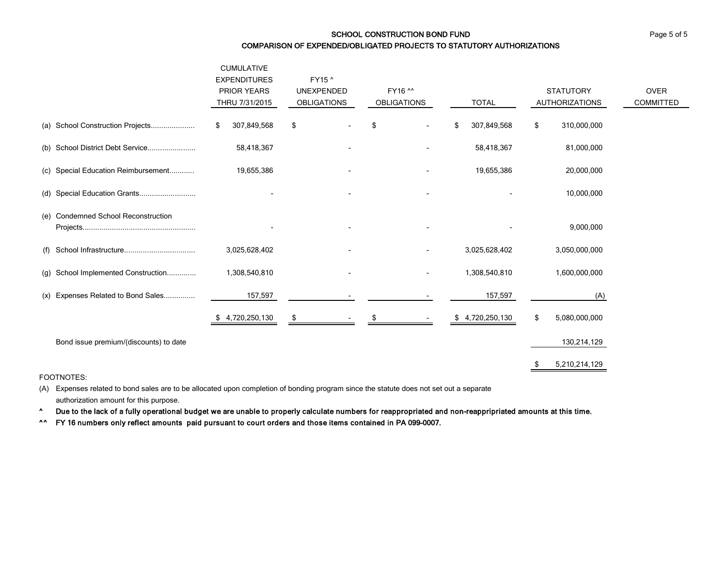## SCHOOL CONSTRUCTION BOND FUND

### COMPARISON OF EXPENDED/OBLIGATED PROJECTS TO STATUTORY AUTHORIZATIONS

| | CUMULATIVE EXPENDITURES PRIOR YEARS THRU 7/31/2015 | FY15 ^ UNEXPENDED OBLIGATIONS | FY16 ^^ OBLIGATIONS | TOTAL | STATUTORY AUTHORIZATIONS | OVER COMMITTED |
|---|---|---|---|---|---|---|
| (a) School Construction Projects.................... | $ 307,849,568 | $ - | $ - | $ 307,849,568 | $ 310,000,000 | |
| (b) School District Debt Service...................... | 58,418,367 | - | - | 58,418,367 | 81,000,000 | |
| (c) Special Education Reimbursement........... | 19,655,386 | - | - | 19,655,386 | 20,000,000 | |
| (d) Special Education Grants.......................... | - | - | - | - | 10,000,000 | |
| (e) Condemned School Reconstruction Projects...................................................... | - | - | - | - | 9,000,000 | |
| (f) School Infrastructure................................. | 3,025,628,402 | - | - | 3,025,628,402 | 3,050,000,000 | |
| (g) School Implemented Construction............. | 1,308,540,810 | - | - | 1,308,540,810 | 1,600,000,000 | |
| (x) Expenses Related to Bond Sales.............. | 157,597 | - | - | 157,597 | (A) | |
| | $ 4,720,250,130 | $ - | $ - | $ 4,720,250,130 | $ 5,080,000,000 | |
| Bond issue premium/(discounts) to date | | | | | 130,214,129 | |
| | | | | | $ 5,210,214,129 | |

FOOTNOTES:

(A) Expenses related to bond sales are to be allocated upon completion of bonding program since the statute does not set out a separate authorization amount for this purpose.

**^ Due to the lack of a fully operational budget we are unable to properly calculate numbers for reappropriated and non-reappripriated amounts at this time.**

**^^ FY 16 numbers only reflect amounts paid pursuant to court orders and those items contained in PA 099-0007.**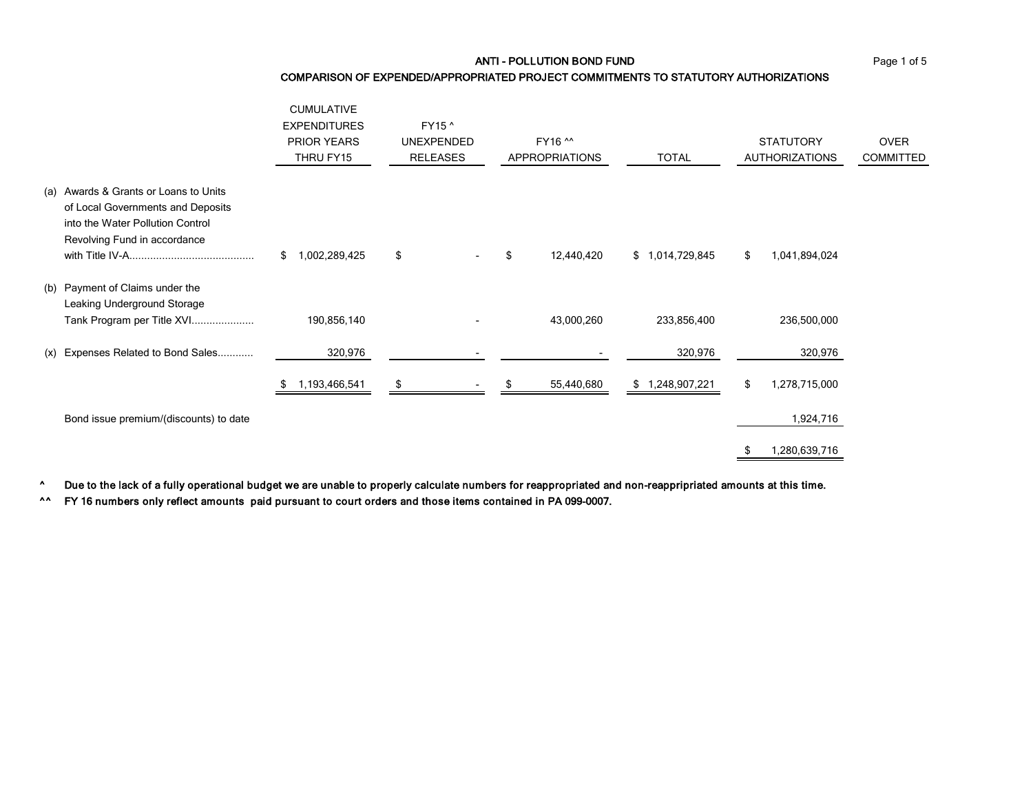## ANTI - POLLUTION BOND FUND

### COMPARISON OF EXPENDED/APPROPRIATED PROJECT COMMITMENTS TO STATUTORY AUTHORIZATIONS

| | CUMULATIVE EXPENDITURES PRIOR YEARS THRU FY15 | FY15 ^ UNEXPENDED RELEASES | FY16 ^^ APPROPRIATIONS | TOTAL | STATUTORY AUTHORIZATIONS | OVER COMMITTED |
|---|---|---|---|---|---|---|
| (a) Awards & Grants or Loans to Units of Local Governments and Deposits into the Water Pollution Control Revolving Fund in accordance with Title IV-A.......................................... | $ 1,002,289,425 | $ - | $ 12,440,420 | $ 1,014,729,845 | $ 1,041,894,024 | |
| (b) Payment of Claims under the Leaking Underground Storage Tank Program per Title XVI.................... | 190,856,140 | - | 43,000,260 | 233,856,400 | 236,500,000 | |
| (x) Expenses Related to Bond Sales........... | 320,976 | - | - | 320,976 | 320,976 | |
| | $ 1,193,466,541 | $ - | $ 55,440,680 | $ 1,248,907,221 | $ 1,278,715,000 | |
| Bond issue premium/(discounts) to date | | | | | 1,924,716 | |
| | | | | | $ 1,280,639,716 | |

**^ Due to the lack of a fully operational budget we are unable to properly calculate numbers for reappropriated and non-reappripriated amounts at this time.**

**^^ FY 16 numbers only reflect amounts paid pursuant to court orders and those items contained in PA 099-0007.**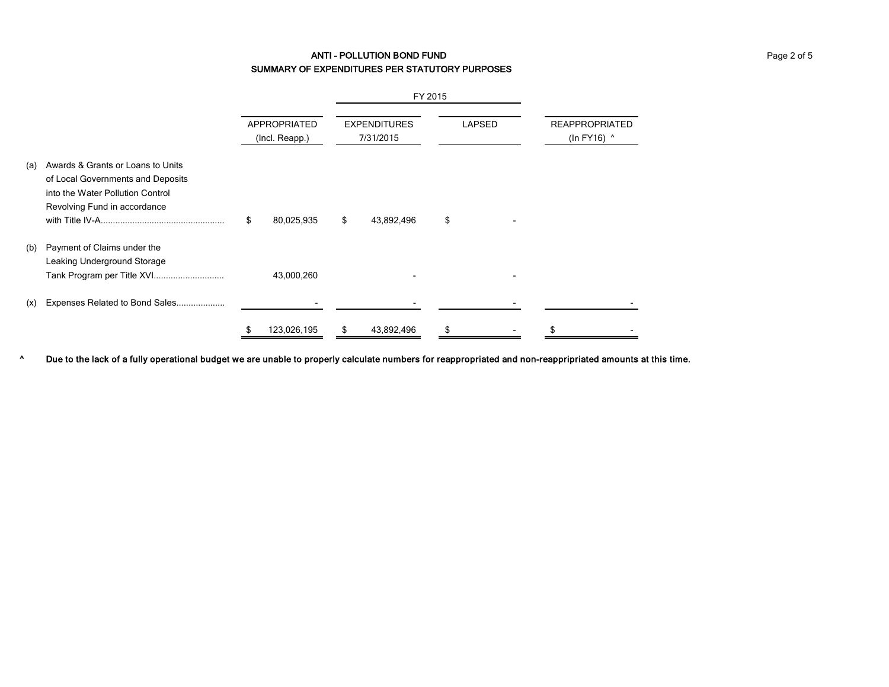## ANTI - POLLUTION BOND FUND
### SUMMARY OF EXPENDITURES PER STATUTORY PURPOSES

| | | FY 2015 | | | |
|---|---|---|---|---|---|
| | | APPROPRIATED (Incl. Reapp.) | EXPENDITURES 7/31/2015 | LAPSED | REAPPROPRIATED (In FY16) ^ |
| (a) | Awards & Grants or Loans to Units of Local Governments and Deposits into the Water Pollution Control Revolving Fund in accordance with Title IV-A.................................................. | $ 80,025,935 | $ 43,892,496 | $ - | |
| (b) | Payment of Claims under the Leaking Underground Storage Tank Program per Title XVI............................ | 43,000,260 | - | - | |
| (x) | Expenses Related to Bond Sales.................... | - | - | - | - |
| | | $ 123,026,195 | $ 43,892,496 | $ - | $ - |

**^ Due to the lack of a fully operational budget we are unable to properly calculate numbers for reappropriated and non-reappripriated amounts at this time.**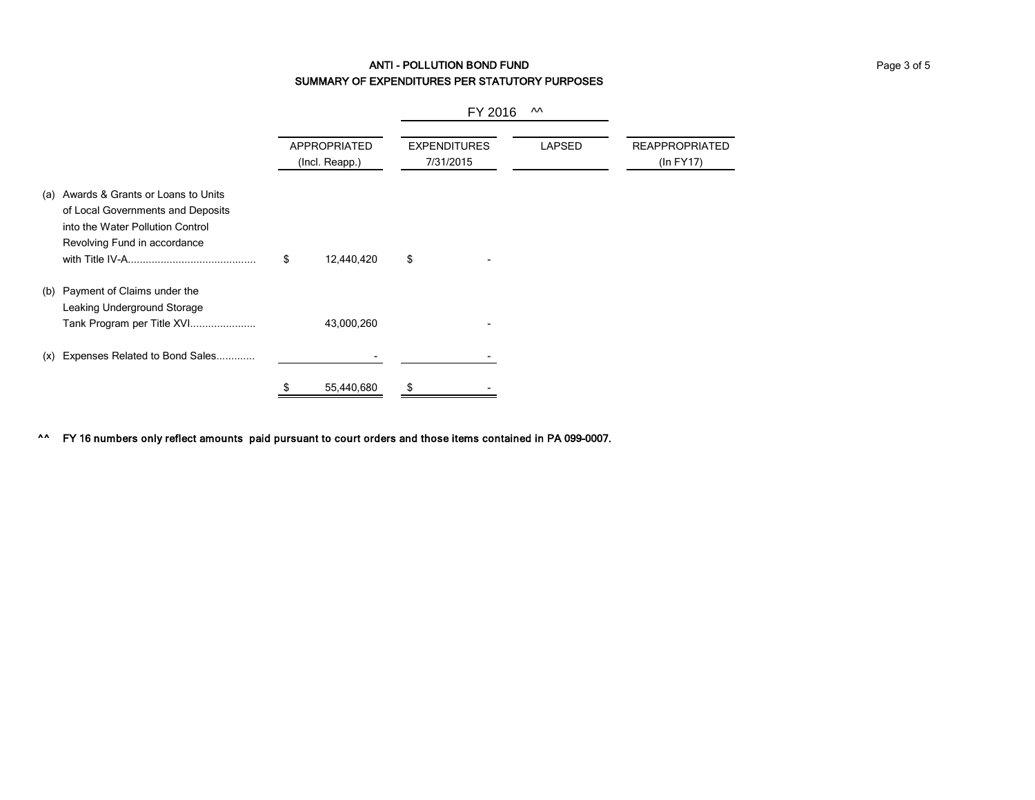## ANTI - POLLUTION BOND FUND
## SUMMARY OF EXPENDITURES PER STATUTORY PURPOSES

| | FY 2016 ^^ | | | |
|---|---|---|---|---|
| | APPROPRIATED (Incl. Reapp.) | EXPENDITURES 7/31/2015 | LAPSED | REAPPROPRIATED (In FY17) |
| (a) Awards & Grants or Loans to Units of Local Governments and Deposits into the Water Pollution Control Revolving Fund in accordance with Title IV-A........................................... | $ 12,440,420 | $ - | | |
| (b) Payment of Claims under the Leaking Underground Storage Tank Program per Title XVI...................... | 43,000,260 | - | | |
| (x) Expenses Related to Bond Sales............ | - | - | | |
| | $ 55,440,680 | $ - | | |

**^^ FY 16 numbers only reflect amounts paid pursuant to court orders and those items contained in PA 099-0007.**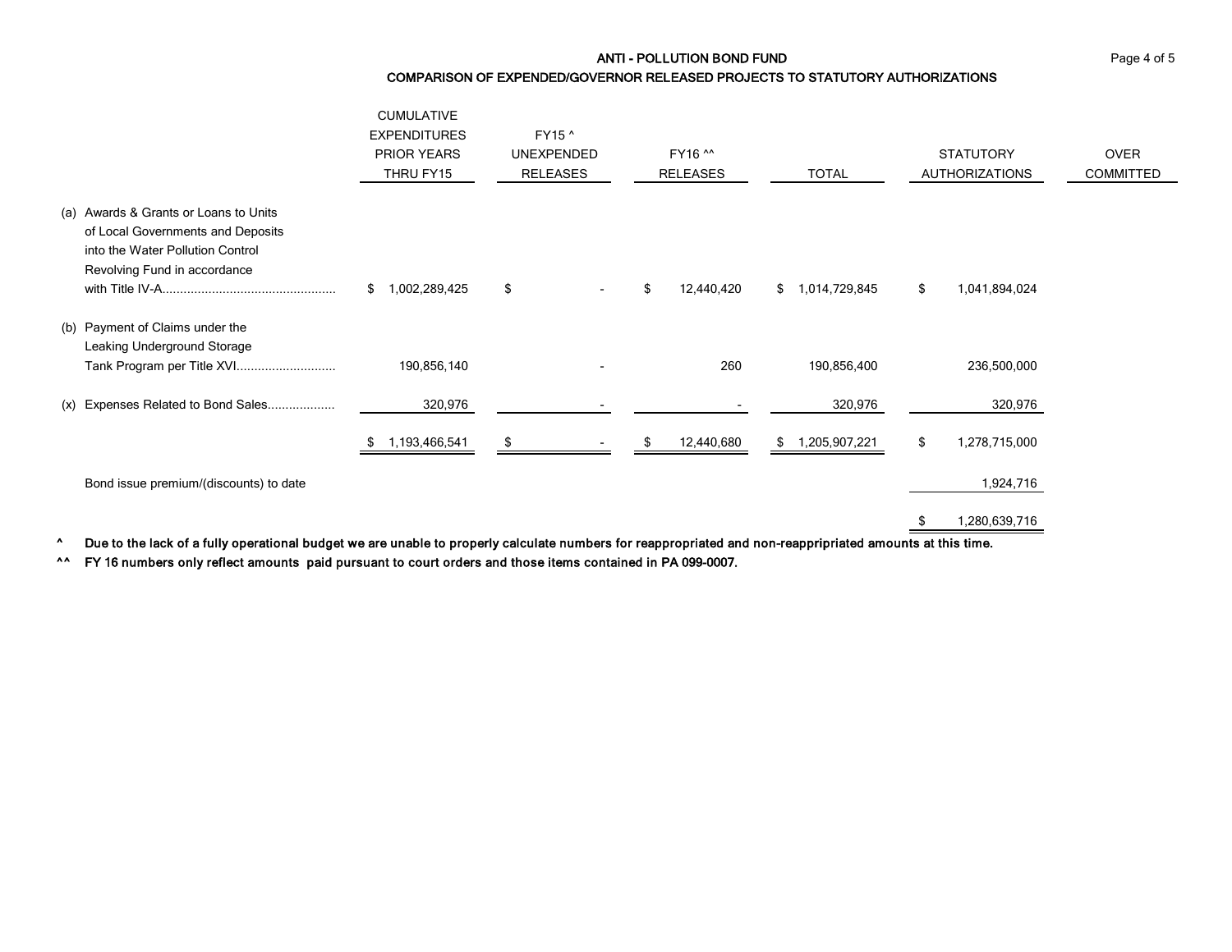## ANTI - POLLUTION BOND FUND

### COMPARISON OF EXPENDED/GOVERNOR RELEASED PROJECTS TO STATUTORY AUTHORIZATIONS

| | CUMULATIVE EXPENDITURES PRIOR YEARS THRU FY15 | FY15 ^ UNEXPENDED RELEASES | FY16 ^^ RELEASES | TOTAL | STATUTORY AUTHORIZATIONS | OVER COMMITTED |
|---|---|---|---|---|---|---|
| (a) Awards & Grants or Loans to Units of Local Governments and Deposits into the Water Pollution Control Revolving Fund in accordance with Title IV-A................................................. | $ 1,002,289,425 | $ - | $ 12,440,420 | $ 1,014,729,845 | $ 1,041,894,024 | |
| (b) Payment of Claims under the Leaking Underground Storage Tank Program per Title XVI............................ | 190,856,140 | - | 260 | 190,856,400 | 236,500,000 | |
| (x) Expenses Related to Bond Sales................... | 320,976 | - | - | 320,976 | 320,976 | |
| | $ 1,193,466,541 | $ - | $ 12,440,680 | $ 1,205,907,221 | $ 1,278,715,000 | |
| Bond issue premium/(discounts) to date | | | | | 1,924,716 | |
| | | | | | $ 1,280,639,716 | |

**^ Due to the lack of a fully operational budget we are unable to properly calculate numbers for reappropriated and non-reappripriated amounts at this time.**

**^^ FY 16 numbers only reflect amounts paid pursuant to court orders and those items contained in PA 099-0007.**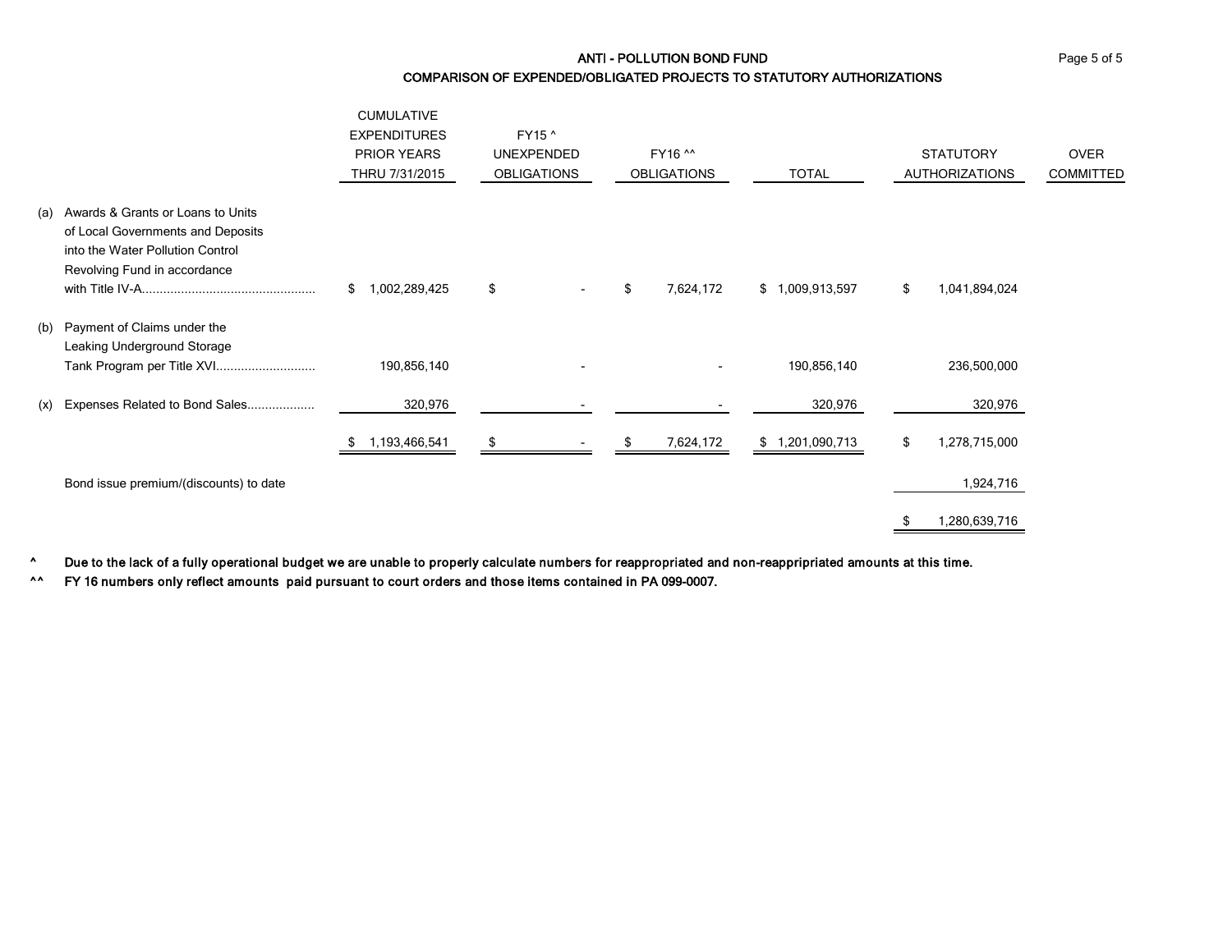## ANTI - POLLUTION BOND FUND

### COMPARISON OF EXPENDED/OBLIGATED PROJECTS TO STATUTORY AUTHORIZATIONS

| | | CUMULATIVE EXPENDITURES PRIOR YEARS THRU 7/31/2015 | FY15 ^ UNEXPENDED OBLIGATIONS | FY16 ^^ OBLIGATIONS | TOTAL | STATUTORY AUTHORIZATIONS | OVER COMMITTED |
|---|---|---|---|---|---|---|---|
| (a) | Awards & Grants or Loans to Units of Local Governments and Deposits into the Water Pollution Control Revolving Fund in accordance with Title IV-A................................................. | $ 1,002,289,425 | $ - | $ 7,624,172 | $ 1,009,913,597 | $ 1,041,894,024 | |
| (b) | Payment of Claims under the Leaking Underground Storage Tank Program per Title XVI........................... | 190,856,140 | - | - | 190,856,140 | 236,500,000 | |
| (x) | Expenses Related to Bond Sales................... | 320,976 | - | - | 320,976 | 320,976 | |
| | | $ 1,193,466,541 | $ - | $ 7,624,172 | $ 1,201,090,713 | $ 1,278,715,000 | |
| | Bond issue premium/(discounts) to date | | | | | 1,924,716 | |
| | | | | | | $ 1,280,639,716 | |

**^ Due to the lack of a fully operational budget we are unable to properly calculate numbers for reappropriated and non-reappripriated amounts at this time.**

**^^ FY 16 numbers only reflect amounts paid pursuant to court orders and those items contained in PA 099-0007.**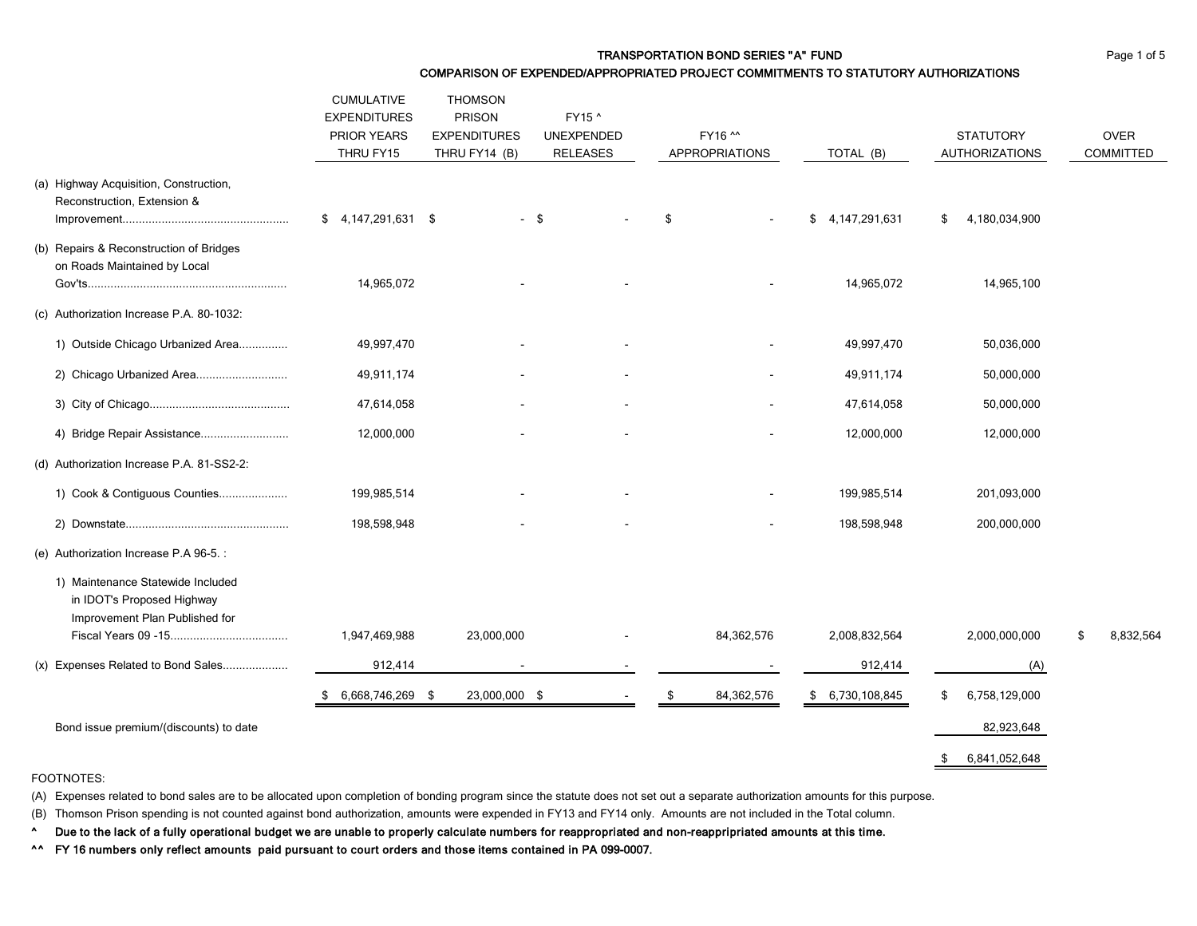## TRANSPORTATION BOND SERIES "A" FUND

### COMPARISON OF EXPENDED/APPROPRIATED PROJECT COMMITMENTS TO STATUTORY AUTHORIZATIONS

| | CUMULATIVE EXPENDITURES PRIOR YEARS THRU FY15 | THOMSON PRISON EXPENDITURES THRU FY14 (B) | FY15 ^ UNEXPENDED RELEASES | FY16 ^^ APPROPRIATIONS | TOTAL (B) | STATUTORY AUTHORIZATIONS | OVER COMMITTED |
|---|---|---|---|---|---|---|---|
| (a) Highway Acquisition, Construction, Reconstruction, Extension & Improvement.................................................. | $ 4,147,291,631 | $ - | $ - | $ - | $ 4,147,291,631 | $ 4,180,034,900 | |
| (b) Repairs & Reconstruction of Bridges on Roads Maintained by Local Gov'ts............................................................ | 14,965,072 | - | - | - | 14,965,072 | 14,965,100 | |
| (c) Authorization Increase P.A. 80-1032: | | | | | | | |
| 1) Outside Chicago Urbanized Area.............. | 49,997,470 | - | - | - | 49,997,470 | 50,036,000 | |
| 2) Chicago Urbanized Area........................... | 49,911,174 | - | - | - | 49,911,174 | 50,000,000 | |
| 3) City of Chicago.......................................... | 47,614,058 | - | - | - | 47,614,058 | 50,000,000 | |
| 4) Bridge Repair Assistance.......................... | 12,000,000 | - | - | - | 12,000,000 | 12,000,000 | |
| (d) Authorization Increase P.A. 81-SS2-2: | | | | | | | |
| 1) Cook & Contiguous Counties.................... | 199,985,514 | - | - | - | 199,985,514 | 201,093,000 | |
| 2) Downstate................................................. | 198,598,948 | - | - | - | 198,598,948 | 200,000,000 | |
| (e) Authorization Increase P.A 96-5. : | | | | | | | |
| 1) Maintenance Statewide Included in IDOT's Proposed Highway Improvement Plan Published for Fiscal Years 09 -15................................... | 1,947,469,988 | 23,000,000 | - | 84,362,576 | 2,008,832,564 | 2,000,000,000 | $ 8,832,564 |
| (x) Expenses Related to Bond Sales................... | 912,414 | - | - | - | 912,414 | (A) | |
| | $ 6,668,746,269 | $ 23,000,000 | $ - | $ 84,362,576 | $ 6,730,108,845 | $ 6,758,129,000 | |
| Bond issue premium/(discounts) to date | | | | | | 82,923,648 | |
| | | | | | | $ 6,841,052,648 | |

FOOTNOTES:

(A) Expenses related to bond sales are to be allocated upon completion of bonding program since the statute does not set out a separate authorization amounts for this purpose.

(B) Thomson Prison spending is not counted against bond authorization, amounts were expended in FY13 and FY14 only. Amounts are not included in the Total column.

**^ Due to the lack of a fully operational budget we are unable to properly calculate numbers for reappropriated and non-reappripriated amounts at this time.**

**^^ FY 16 numbers only reflect amounts paid pursuant to court orders and those items contained in PA 099-0007.**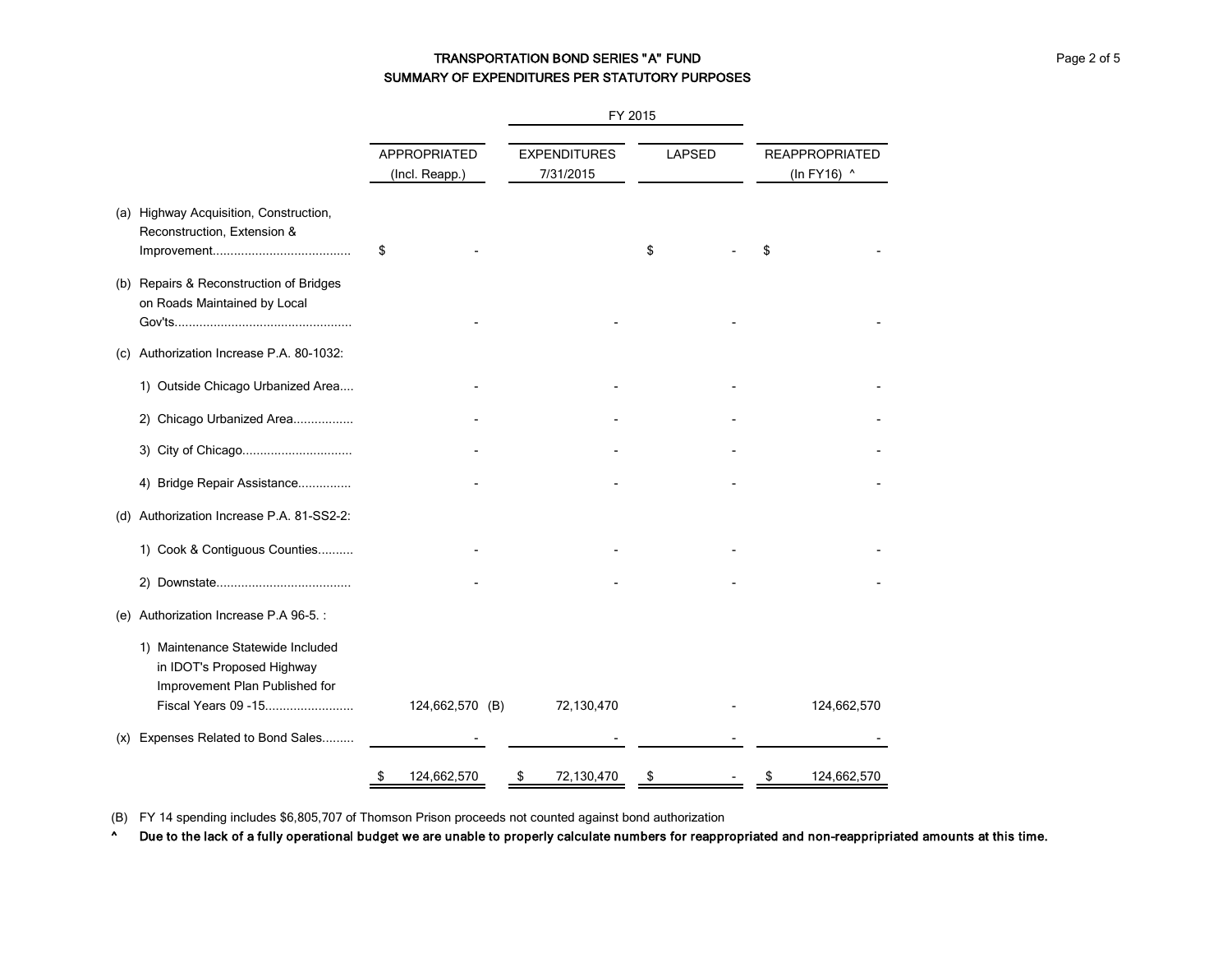# TRANSPORTATION BOND SERIES "A" FUND
## SUMMARY OF EXPENDITURES PER STATUTORY PURPOSES

| | APPROPRIATED (Incl. Reapp.) | FY 2015 EXPENDITURES 7/31/2015 | FY 2015 LAPSED | REAPPROPRIATED (In FY16) ^ |
|---|---|---|---|---|
| (a) Highway Acquisition, Construction, Reconstruction, Extension & Improvement...................................... | $ - | | $ - | $ - |
| (b) Repairs & Reconstruction of Bridges on Roads Maintained by Local Gov'ts................................................ | - | - | - | - |
| (c) Authorization Increase P.A. 80-1032: | | | | |
| 1) Outside Chicago Urbanized Area.... | - | - | - | - |
| 2) Chicago Urbanized Area................. | - | - | - | - |
| 3) City of Chicago.............................. | - | - | - | - |
| 4) Bridge Repair Assistance............... | - | - | - | - |
| (d) Authorization Increase P.A. 81-SS2-2: | | | | |
| 1) Cook & Contiguous Counties.......... | - | - | - | - |
| 2) Downstate...................................... | - | - | - | - |
| (e) Authorization Increase P.A 96-5. : | | | | |
| 1) Maintenance Statewide Included in IDOT's Proposed Highway Improvement Plan Published for Fiscal Years 09 -15......................... | 124,662,570 (B) | 72,130,470 | - | 124,662,570 |
| (x) Expenses Related to Bond Sales......... | - | - | - | - |
| | $ 124,662,570 | $ 72,130,470 | $ - | $ 124,662,570 |

(B) FY 14 spending includes $6,805,707 of Thomson Prison proceeds not counted against bond authorization

^ **Due to the lack of a fully operational budget we are unable to properly calculate numbers for reappropriated and non-reappripriated amounts at this time.**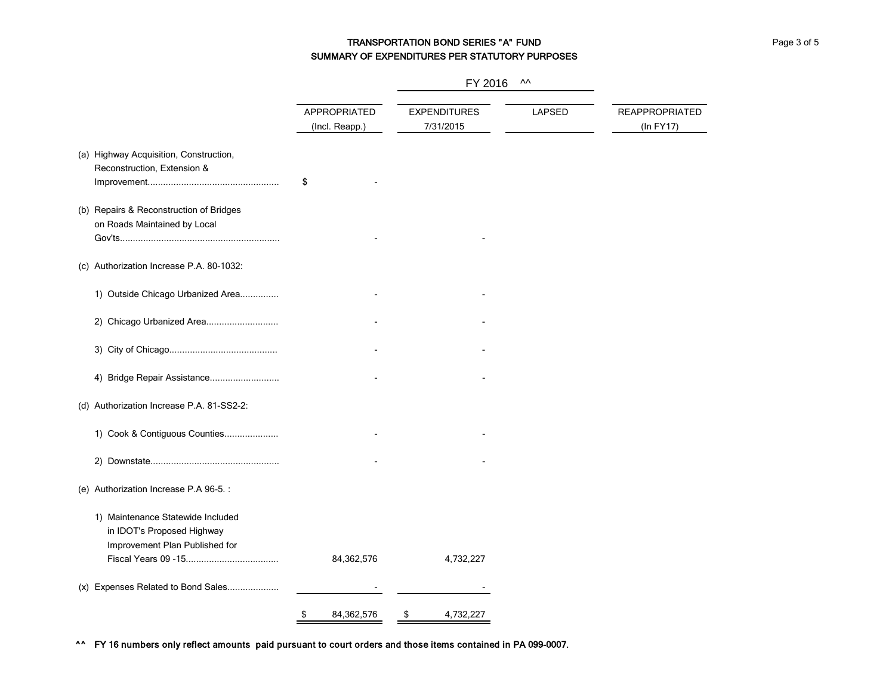# TRANSPORTATION BOND SERIES "A" FUND
## SUMMARY OF EXPENDITURES PER STATUTORY PURPOSES

| | FY 2016 ^^ | | | |
|---|---|---|---|---|
| | APPROPRIATED (Incl. Reapp.) | EXPENDITURES 7/31/2015 | LAPSED | REAPPROPRIATED (In FY17) |
| (a) Highway Acquisition, Construction, Reconstruction, Extension & Improvement.................................................. | $ - | | | |
| (b) Repairs & Reconstruction of Bridges on Roads Maintained by Local Gov'ts............................................................ | - | - | | |
| (c) Authorization Increase P.A. 80-1032: | | | | |
| 1) Outside Chicago Urbanized Area.............. | - | - | | |
| 2) Chicago Urbanized Area............................ | - | - | | |
| 3) City of Chicago.......................................... | - | - | | |
| 4) Bridge Repair Assistance........................... | - | - | | |
| (d) Authorization Increase P.A. 81-SS2-2: | | | | |
| 1) Cook & Contiguous Counties..................... | - | - | | |
| 2) Downstate................................................. | - | - | | |
| (e) Authorization Increase P.A 96-5. : | | | | |
| 1) Maintenance Statewide Included in IDOT's Proposed Highway Improvement Plan Published for Fiscal Years 09 -15.................................... | 84,362,576 | 4,732,227 | | |
| (x) Expenses Related to Bond Sales.................... | - | - | | |
| | $ 84,362,576 | $ 4,732,227 | | |

**^^ FY 16 numbers only reflect amounts paid pursuant to court orders and those items contained in PA 099-0007.**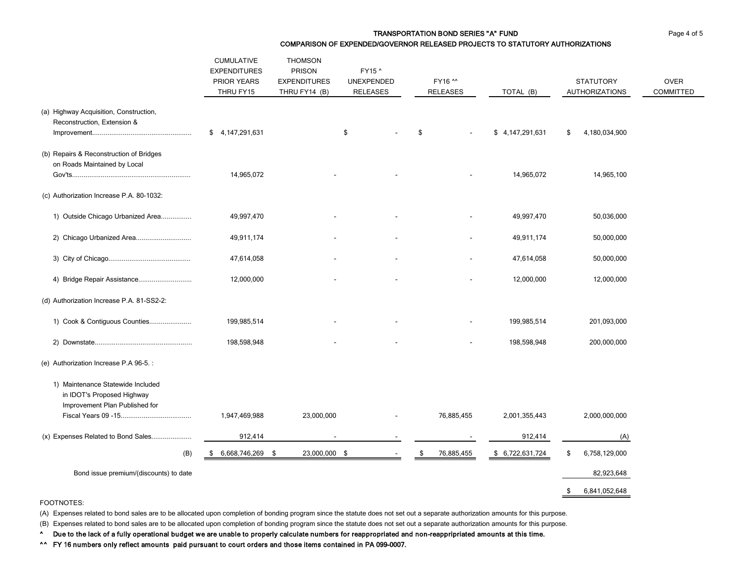## TRANSPORTATION BOND SERIES "A" FUND

### COMPARISON OF EXPENDED/GOVERNOR RELEASED PROJECTS TO STATUTORY AUTHORIZATIONS

| | CUMULATIVE EXPENDITURES PRIOR YEARS THRU FY15 | THOMSON PRISON EXPENDITURES THRU FY14 (B) | FY15 ^ UNEXPENDED RELEASES | FY16 ^^ RELEASES | TOTAL (B) | STATUTORY AUTHORIZATIONS | OVER COMMITTED |
|---|---|---|---|---|---|---|---|
| (a) Highway Acquisition, Construction, Reconstruction, Extension & Improvement.................................................... | $ 4,147,291,631 | | $ - | $ - | $ 4,147,291,631 | $ 4,180,034,900 | |
| (b) Repairs & Reconstruction of Bridges on Roads Maintained by Local Gov'ts............................................................ | 14,965,072 | - | - | - | 14,965,072 | 14,965,100 | |
| (c) Authorization Increase P.A. 80-1032: | | | | | | | |
| 1) Outside Chicago Urbanized Area................ | 49,997,470 | - | - | - | 49,997,470 | 50,036,000 | |
| 2) Chicago Urbanized Area............................ | 49,911,174 | - | - | - | 49,911,174 | 50,000,000 | |
| 3) City of Chicago.......................................... | 47,614,058 | - | - | - | 47,614,058 | 50,000,000 | |
| 4) Bridge Repair Assistance........................... | 12,000,000 | - | - | - | 12,000,000 | 12,000,000 | |
| (d) Authorization Increase P.A. 81-SS2-2: | | | | | | | |
| 1) Cook & Contiguous Counties..................... | 199,985,514 | - | - | - | 199,985,514 | 201,093,000 | |
| 2) Downstate.................................................. | 198,598,948 | - | - | - | 198,598,948 | 200,000,000 | |
| (e) Authorization Increase P.A 96-5. : | | | | | | | |
| 1) Maintenance Statewide Included in IDOT's Proposed Highway Improvement Plan Published for Fiscal Years 09 -15.................................... | 1,947,469,988 | 23,000,000 | - | 76,885,455 | 2,001,355,443 | 2,000,000,000 | |
| (x) Expenses Related to Bond Sales.................... | 912,414 | - | - | - | 912,414 | (A) | |
| (B) | $ 6,668,746,269 | $ 23,000,000 | $ - | $ 76,885,455 | $ 6,722,631,724 | $ 6,758,129,000 | |
| Bond issue premium/(discounts) to date | | | | | | 82,923,648 | |
| | | | | | | $ 6,841,052,648 | |

FOOTNOTES:

(A) Expenses related to bond sales are to be allocated upon completion of bonding program since the statute does not set out a separate authorization amounts for this purpose.

(B) Expenses related to bond sales are to be allocated upon completion of bonding program since the statute does not set out a separate authorization amounts for this purpose.

**^ Due to the lack of a fully operational budget we are unable to properly calculate numbers for reappropriated and non-reappripriated amounts at this time.**

**^^ FY 16 numbers only reflect amounts paid pursuant to court orders and those items contained in PA 099-0007.**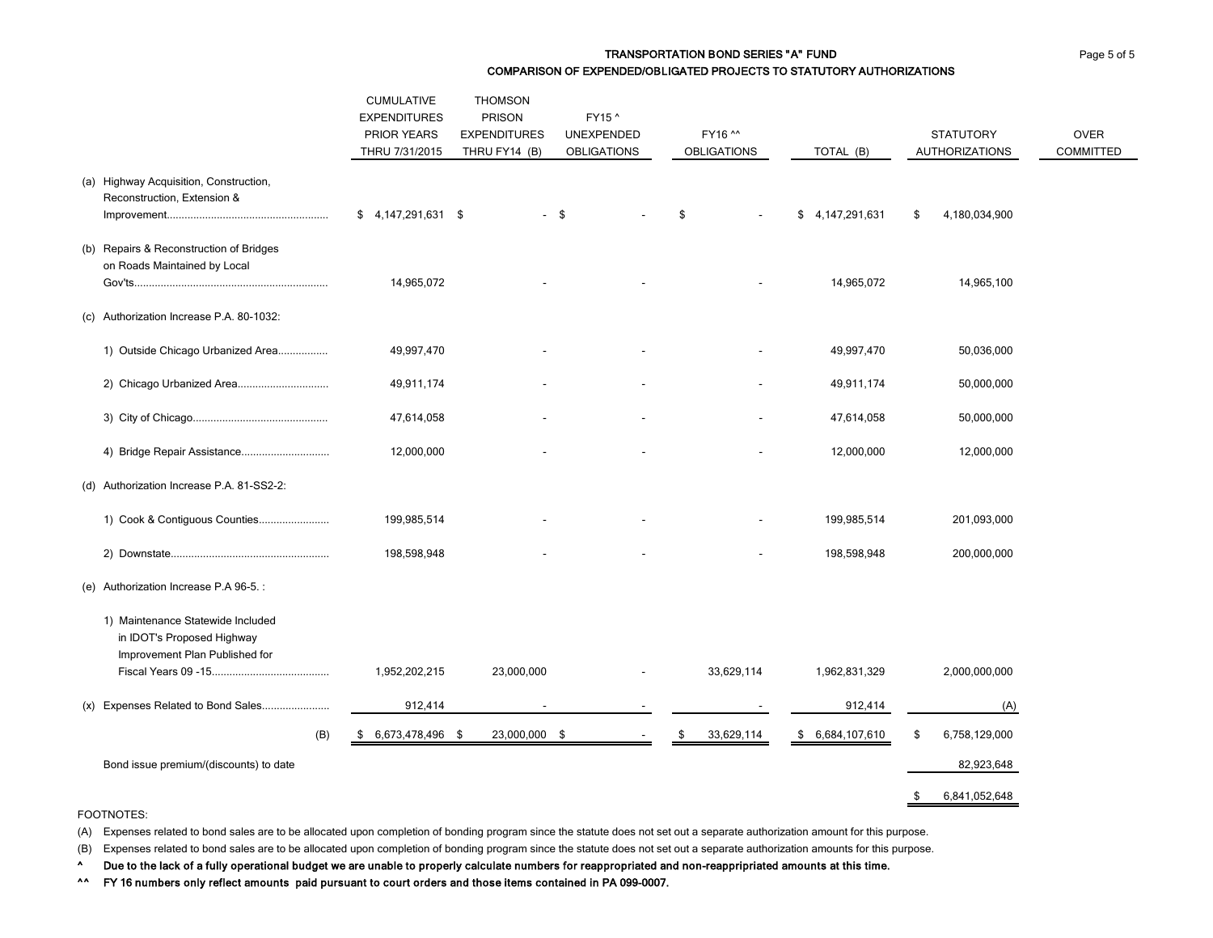## TRANSPORTATION BOND SERIES "A" FUND

### COMPARISON OF EXPENDED/OBLIGATED PROJECTS TO STATUTORY AUTHORIZATIONS

| | CUMULATIVE EXPENDITURES PRIOR YEARS THRU 7/31/2015 | THOMSON PRISON EXPENDITURES THRU FY14 (B) | FY15 ^ UNEXPENDED OBLIGATIONS | FY16 ^^ OBLIGATIONS | TOTAL (B) | STATUTORY AUTHORIZATIONS | OVER COMMITTED |
|---|---|---|---|---|---|---|---|
| (a) Highway Acquisition, Construction, Reconstruction, Extension & Improvement...................................................... | $ 4,147,291,631 | $ - | $ - | $ - | $ 4,147,291,631 | $ 4,180,034,900 | |
| (b) Repairs & Reconstruction of Bridges on Roads Maintained by Local Gov'ts................................................................ | 14,965,072 | - | - | - | 14,965,072 | 14,965,100 | |
| (c) Authorization Increase P.A. 80-1032: | | | | | | | |
| 1) Outside Chicago Urbanized Area................. | 49,997,470 | - | - | - | 49,997,470 | 50,036,000 | |
| 2) Chicago Urbanized Area.............................. | 49,911,174 | - | - | - | 49,911,174 | 50,000,000 | |
| 3) City of Chicago............................................. | 47,614,058 | - | - | - | 47,614,058 | 50,000,000 | |
| 4) Bridge Repair Assistance............................. | 12,000,000 | - | - | - | 12,000,000 | 12,000,000 | |
| (d) Authorization Increase P.A. 81-SS2-2: | | | | | | | |
| 1) Cook & Contiguous Counties....................... | 199,985,514 | - | - | - | 199,985,514 | 201,093,000 | |
| 2) Downstate..................................................... | 198,598,948 | - | - | - | 198,598,948 | 200,000,000 | |
| (e) Authorization Increase P.A 96-5. : | | | | | | | |
| 1) Maintenance Statewide Included in IDOT's Proposed Highway Improvement Plan Published for Fiscal Years 09 -15....................................... | 1,952,202,215 | 23,000,000 | - | 33,629,114 | 1,962,831,329 | 2,000,000,000 | |
| (x) Expenses Related to Bond Sales....................... | 912,414 | - | - | - | 912,414 | (A) | |
| (B) | $ 6,673,478,496 | $ 23,000,000 | $ - | $ 33,629,114 | $ 6,684,107,610 | $ 6,758,129,000 | |
| Bond issue premium/(discounts) to date | | | | | | 82,923,648 | |
| | | | | | | $ 6,841,052,648 | |

FOOTNOTES:

(A) Expenses related to bond sales are to be allocated upon completion of bonding program since the statute does not set out a separate authorization amount for this purpose.

(B) Expenses related to bond sales are to be allocated upon completion of bonding program since the statute does not set out a separate authorization amounts for this purpose.

**^ Due to the lack of a fully operational budget we are unable to properly calculate numbers for reappropriated and non-reappripriated amounts at this time.**

**^^ FY 16 numbers only reflect amounts paid pursuant to court orders and those items contained in PA 099-0007.**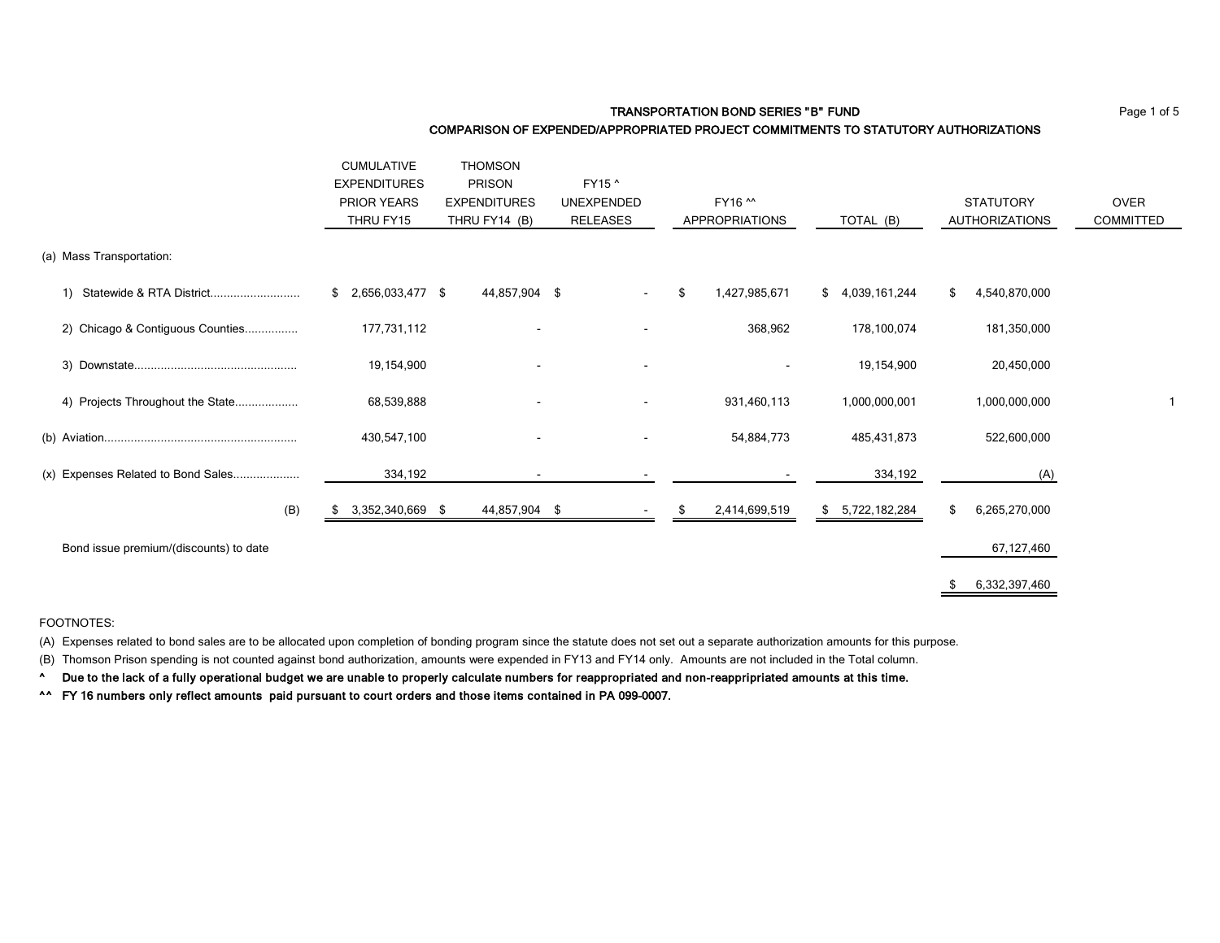## TRANSPORTATION BOND SERIES "B" FUND
### COMPARISON OF EXPENDED/APPROPRIATED PROJECT COMMITMENTS TO STATUTORY AUTHORIZATIONS

| | CUMULATIVE EXPENDITURES PRIOR YEARS THRU FY15 | THOMSON PRISON EXPENDITURES THRU FY14 (B) | FY15 ^ UNEXPENDED RELEASES | FY16 ^^ APPROPRIATIONS | TOTAL (B) | STATUTORY AUTHORIZATIONS | OVER COMMITTED |
|---|---|---|---|---|---|---|---|
| (a) Mass Transportation: | | | | | | | |
| 1) Statewide & RTA District.......................... | $ 2,656,033,477 | $ 44,857,904 | $ - | $ 1,427,985,671 | $ 4,039,161,244 | $ 4,540,870,000 | |
| 2) Chicago & Contiguous Counties............... | 177,731,112 | - | - | 368,962 | 178,100,074 | 181,350,000 | |
| 3) Downstate................................................ | 19,154,900 | - | - | - | 19,154,900 | 20,450,000 | |
| 4) Projects Throughout the State.................. | 68,539,888 | - | - | 931,460,113 | 1,000,000,001 | 1,000,000,000 | 1 |
| (b) Aviation........................................................ | 430,547,100 | - | - | 54,884,773 | 485,431,873 | 522,600,000 | |
| (x) Expenses Related to Bond Sales................... | 334,192 | - | - | - | 334,192 | (A) | |
| (B) | $ 3,352,340,669 | $ 44,857,904 | $ - | $ 2,414,699,519 | $ 5,722,182,284 | $ 6,265,270,000 | |
| Bond issue premium/(discounts) to date | | | | | | 67,127,460 | |
| | | | | | | $ 6,332,397,460 | |

FOOTNOTES:

(A) Expenses related to bond sales are to be allocated upon completion of bonding program since the statute does not set out a separate authorization amounts for this purpose.

(B) Thomson Prison spending is not counted against bond authorization, amounts were expended in FY13 and FY14 only. Amounts are not included in the Total column.

**^ Due to the lack of a fully operational budget we are unable to properly calculate numbers for reappropriated and non-reappripriated amounts at this time.**

**^^ FY 16 numbers only reflect amounts paid pursuant to court orders and those items contained in PA 099-0007.**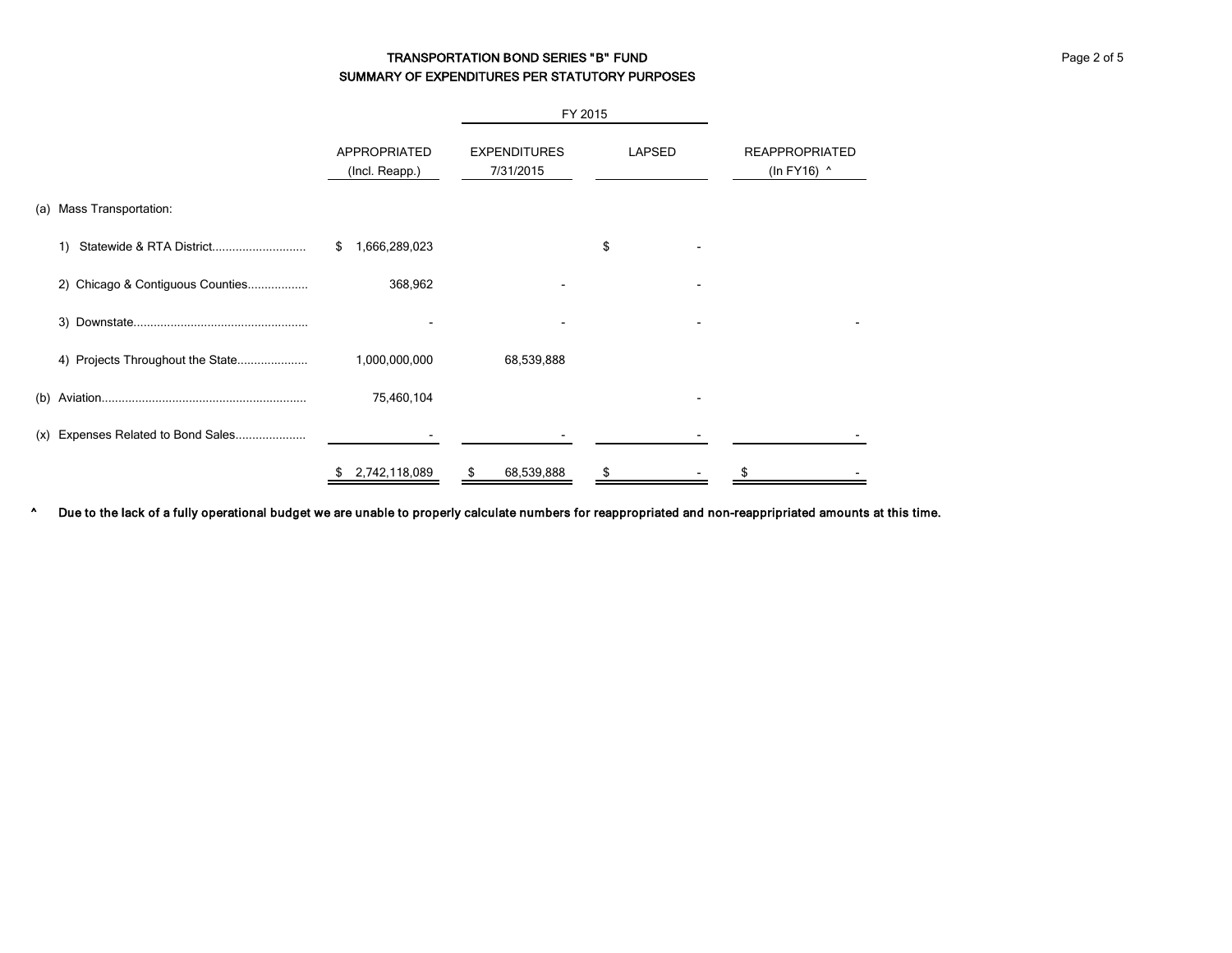# TRANSPORTATION BOND SERIES "B" FUND
## SUMMARY OF EXPENDITURES PER STATUTORY PURPOSES

| | APPROPRIATED (Incl. Reapp.) | FY 2015 EXPENDITURES 7/31/2015 | LAPSED | REAPPROPRIATED (In FY16) ^ |
|---|---|---|---|---|
| (a) Mass Transportation: | | | | |
| 1) Statewide & RTA District............................ | $ 1,666,289,023 | | $ - | |
| 2) Chicago & Contiguous Counties.................. | 368,962 | - | - | |
| 3) Downstate.................................................... | - | - | - | - |
| 4) Projects Throughout the State..................... | 1,000,000,000 | 68,539,888 | | |
| (b) Aviation............................................................. | 75,460,104 | | - | |
| (x) Expenses Related to Bond Sales..................... | - | - | - | - |
| | $ 2,742,118,089 | $ 68,539,888 | $ - | $ - |

**^ Due to the lack of a fully operational budget we are unable to properly calculate numbers for reappropriated and non-reappripriated amounts at this time.**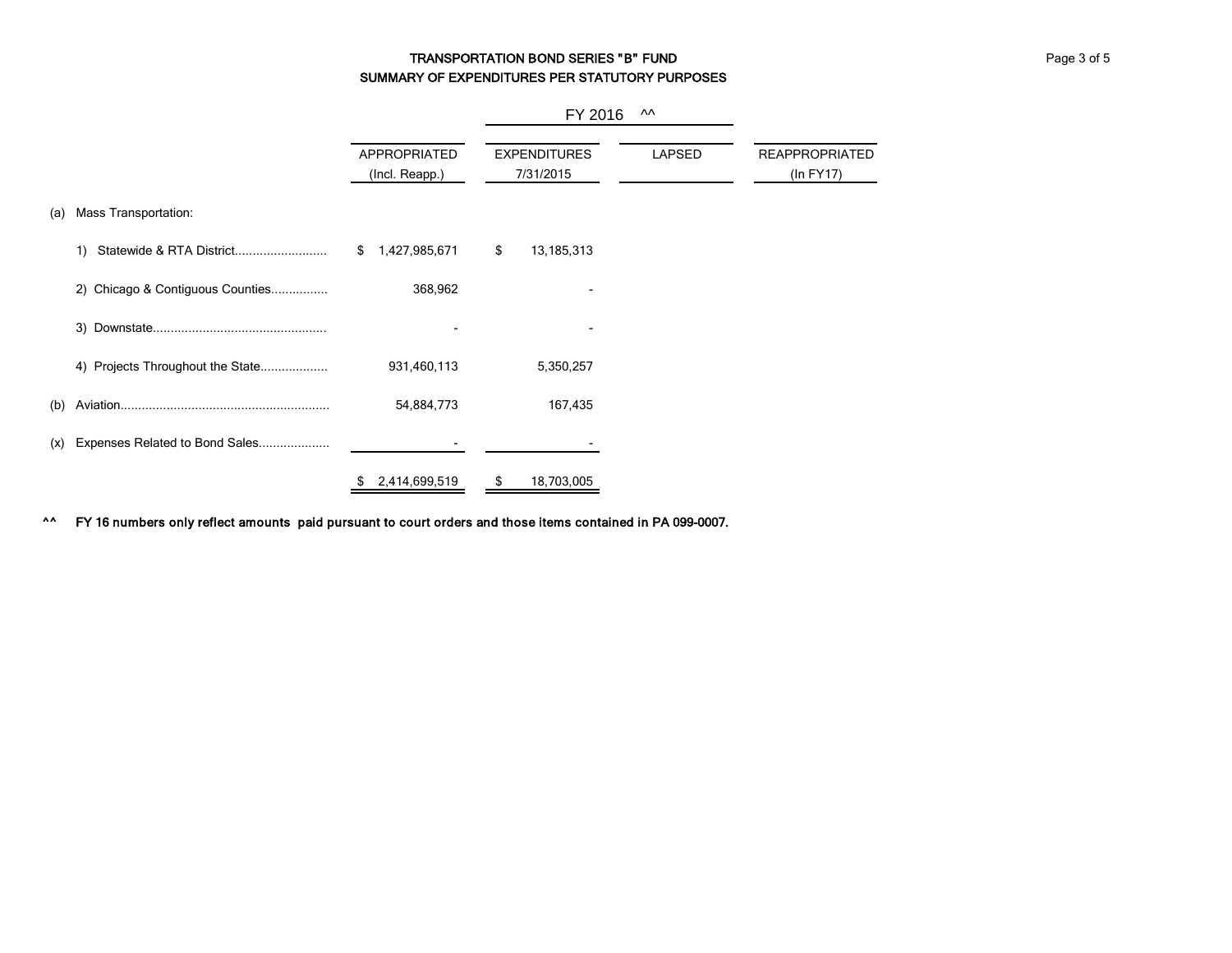# TRANSPORTATION BOND SERIES "B" FUND
## SUMMARY OF EXPENDITURES PER STATUTORY PURPOSES

| | FY 2016 ^^ | | | |
|---|---|---|---|---|
| | APPROPRIATED (Incl. Reapp.) | EXPENDITURES 7/31/2015 | LAPSED | REAPPROPRIATED (In FY17) |
| (a) Mass Transportation: | | | | |
| 1) Statewide & RTA District.......................... | $ 1,427,985,671 | $ 13,185,313 | | |
| 2) Chicago & Contiguous Counties................ | 368,962 | - | | |
| 3) Downstate................................................ | - | - | | |
| 4) Projects Throughout the State.................. | 931,460,113 | 5,350,257 | | |
| (b) Aviation.......................................................... | 54,884,773 | 167,435 | | |
| (x) Expenses Related to Bond Sales.................... | - | - | | |
| | $ 2,414,699,519 | $ 18,703,005 | | |

^^ FY 16 numbers only reflect amounts paid pursuant to court orders and those items contained in PA 099-0007.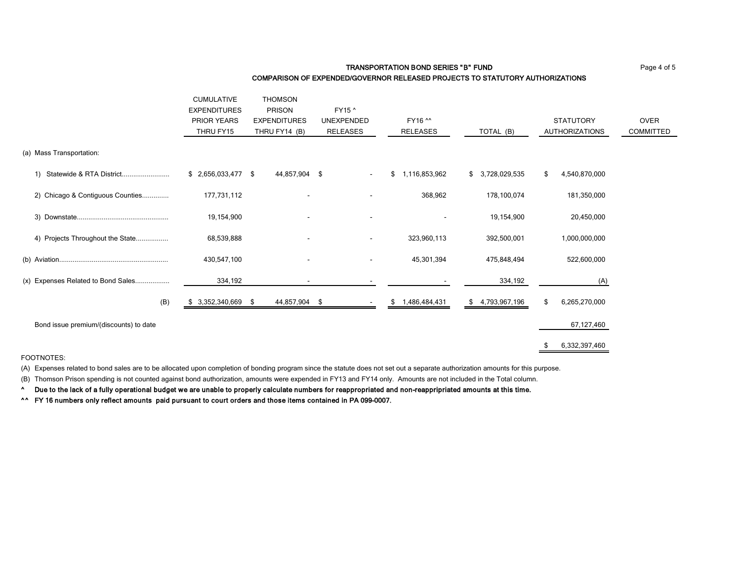## TRANSPORTATION BOND SERIES "B" FUND

### COMPARISON OF EXPENDED/GOVERNOR RELEASED PROJECTS TO STATUTORY AUTHORIZATIONS

| | CUMULATIVE EXPENDITURES PRIOR YEARS THRU FY15 | THOMSON PRISON EXPENDITURES THRU FY14 (B) | FY15 ^ UNEXPENDED RELEASES | FY16 ^^ RELEASES | TOTAL (B) | STATUTORY AUTHORIZATIONS | OVER COMMITTED |
|---|---|---|---|---|---|---|---|
| (a) Mass Transportation: | | | | | | | |
| 1) Statewide & RTA District........................ | $ 2,656,033,477 | $ 44,857,904 | $ - | $ 1,116,853,962 | $ 3,728,029,535 | $ 4,540,870,000 | |
| 2) Chicago & Contiguous Counties............. | 177,731,112 | - | - | 368,962 | 178,100,074 | 181,350,000 | |
| 3) Downstate............................................... | 19,154,900 | - | - | - | 19,154,900 | 20,450,000 | |
| 4) Projects Throughout the State................ | 68,539,888 | - | - | 323,960,113 | 392,500,001 | 1,000,000,000 | |
| (b) Aviation......................................................... | 430,547,100 | - | - | 45,301,394 | 475,848,494 | 522,600,000 | |
| (x) Expenses Related to Bond Sales................. | 334,192 | - | - | - | 334,192 | (A) | |
| (B) | $ 3,352,340,669 | $ 44,857,904 | $ - | $ 1,486,484,431 | $ 4,793,967,196 | $ 6,265,270,000 | |
| Bond issue premium/(discounts) to date | | | | | | 67,127,460 | |
| | | | | | | $ 6,332,397,460 | |

FOOTNOTES:

(A) Expenses related to bond sales are to be allocated upon completion of bonding program since the statute does not set out a separate authorization amounts for this purpose.

(B) Thomson Prison spending is not counted against bond authorization, amounts were expended in FY13 and FY14 only. Amounts are not included in the Total column.

**^ Due to the lack of a fully operational budget we are unable to properly calculate numbers for reappropriated and non-reappripriated amounts at this time.**

**^^ FY 16 numbers only reflect amounts paid pursuant to court orders and those items contained in PA 099-0007.**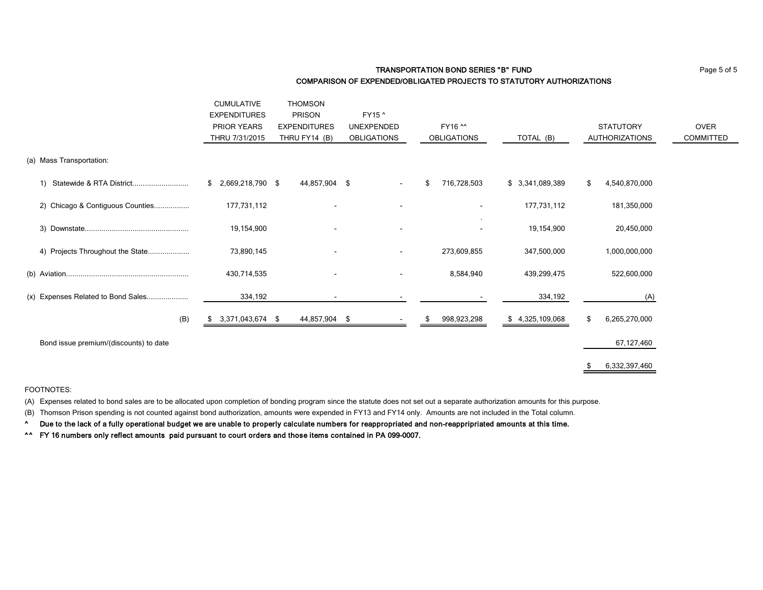## TRANSPORTATION BOND SERIES "B" FUND
## COMPARISON OF EXPENDED/OBLIGATED PROJECTS TO STATUTORY AUTHORIZATIONS

| | CUMULATIVE EXPENDITURES PRIOR YEARS THRU 7/31/2015 | THOMSON PRISON EXPENDITURES THRU FY14 (B) | FY15 ^ UNEXPENDED OBLIGATIONS | FY16 ^^ OBLIGATIONS | TOTAL (B) | STATUTORY AUTHORIZATIONS | OVER COMMITTED |
|---|---|---|---|---|---|---|---|
| (a) Mass Transportation: | | | | | | | |
| 1) Statewide & RTA District.......................... | $ 2,669,218,790 | $ 44,857,904 | $ - | $ 716,728,503 | $ 3,341,089,389 | $ 4,540,870,000 | |
| 2) Chicago & Contiguous Counties................ | 177,731,112 | - | - | - | 177,731,112 | 181,350,000 | |
| 3) Downstate................................................. | 19,154,900 | - | - | - | 19,154,900 | 20,450,000 | |
| 4) Projects Throughout the State................... | 73,890,145 | - | - | 273,609,855 | 347,500,000 | 1,000,000,000 | |
| (b) Aviation.......................................................... | 430,714,535 | - | - | 8,584,940 | 439,299,475 | 522,600,000 | |
| (x) Expenses Related to Bond Sales................... | 334,192 | - | - | - | 334,192 | (A) | |
| (B) | $ 3,371,043,674 | $ 44,857,904 | $ - | $ 998,923,298 | $ 4,325,109,068 | $ 6,265,270,000 | |
| Bond issue premium/(discounts) to date | | | | | | 67,127,460 | |
| | | | | | | $ 6,332,397,460 | |

FOOTNOTES:

(A) Expenses related to bond sales are to be allocated upon completion of bonding program since the statute does not set out a separate authorization amounts for this purpose.

(B) Thomson Prison spending is not counted against bond authorization, amounts were expended in FY13 and FY14 only. Amounts are not included in the Total column.

**^ Due to the lack of a fully operational budget we are unable to properly calculate numbers for reappropriated and non-reappripriated amounts at this time.**

**^^ FY 16 numbers only reflect amounts paid pursuant to court orders and those items contained in PA 099-0007.**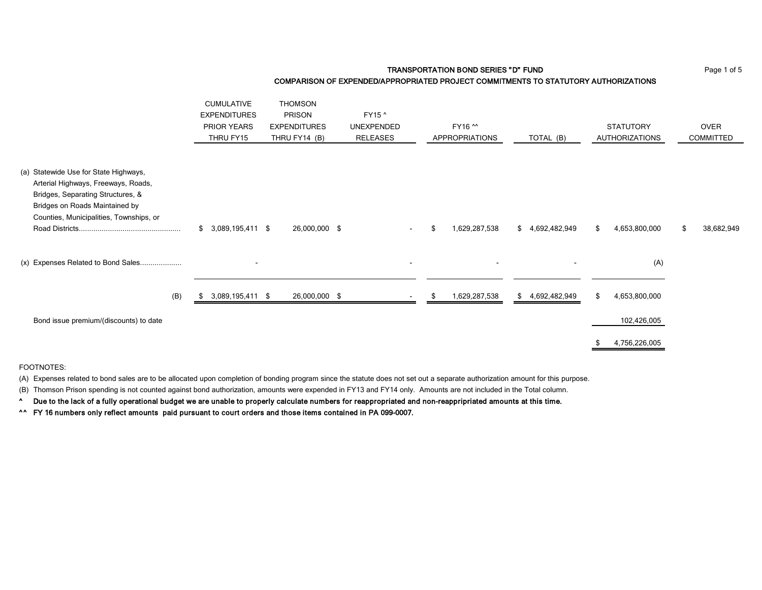**TRANSPORTATION BOND SERIES "D" FUND**

**COMPARISON OF EXPENDED/APPROPRIATED PROJECT COMMITMENTS TO STATUTORY AUTHORIZATIONS**

| | CUMULATIVE EXPENDITURES PRIOR YEARS THRU FY15 | THOMSON PRISON EXPENDITURES THRU FY14 (B) | FY15 ^ UNEXPENDED RELEASES | FY16 ^^ APPROPRIATIONS | TOTAL (B) | STATUTORY AUTHORIZATIONS | OVER COMMITTED |
|---|---|---|---|---|---|---|---|
| (a) Statewide Use for State Highways, Arterial Highways, Freeways, Roads, Bridges, Separating Structures, & Bridges on Roads Maintained by Counties, Municipalities, Townships, or Road Districts................................................ | $ 3,089,195,411 | $ 26,000,000 | $ - | $ 1,629,287,538 | $ 4,692,482,949 | $ 4,653,800,000 | $ 38,682,949 |
| (x) Expenses Related to Bond Sales................... | - | | - | - | - | (A) | |
| (B) | $ 3,089,195,411 | $ 26,000,000 | $ - | $ 1,629,287,538 | $ 4,692,482,949 | $ 4,653,800,000 | |
| Bond issue premium/(discounts) to date | | | | | | 102,426,005 | |
| | | | | | | $ 4,756,226,005 | |

FOOTNOTES:

(A) Expenses related to bond sales are to be allocated upon completion of bonding program since the statute does not set out a separate authorization amount for this purpose.

(B) Thomson Prison spending is not counted against bond authorization, amounts were expended in FY13 and FY14 only. Amounts are not included in the Total column.

**^ Due to the lack of a fully operational budget we are unable to properly calculate numbers for reappropriated and non-reappripriated amounts at this time.**

**^^ FY 16 numbers only reflect amounts paid pursuant to court orders and those items contained in PA 099-0007.**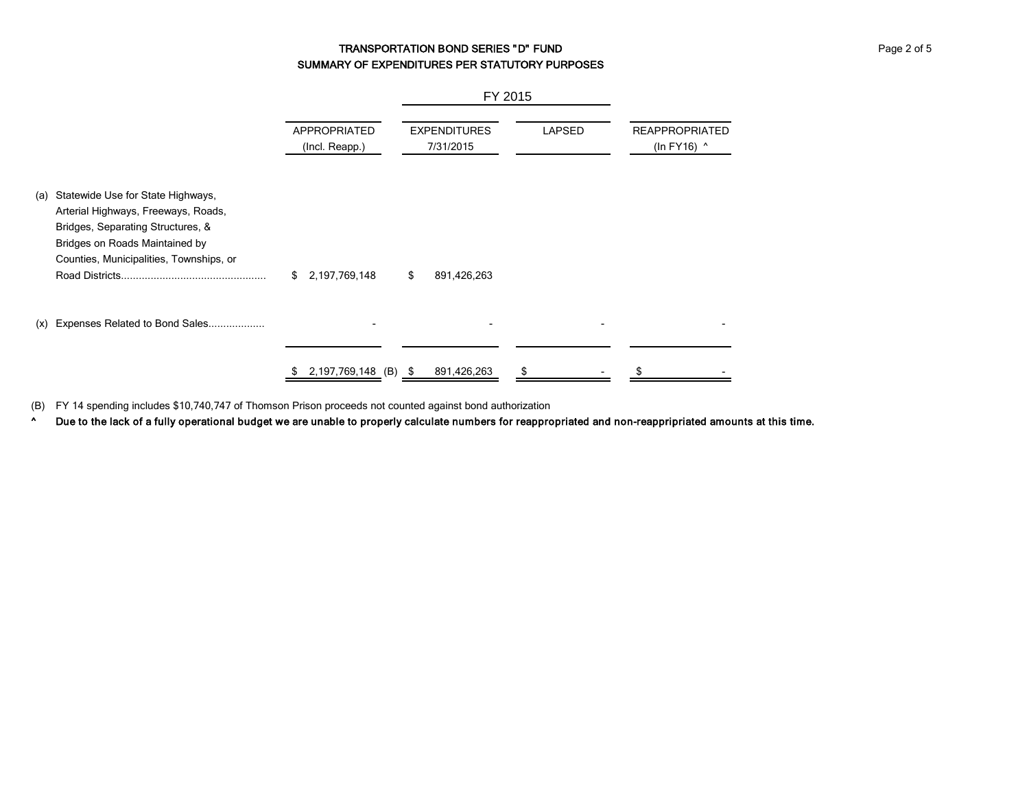# TRANSPORTATION BOND SERIES "D" FUND
## SUMMARY OF EXPENDITURES PER STATUTORY PURPOSES

| | APPROPRIATED (Incl. Reapp.) | FY 2015 EXPENDITURES 7/31/2015 | LAPSED | REAPPROPRIATED (In FY16) ^ |
|---|---|---|---|---|
| (a) Statewide Use for State Highways, Arterial Highways, Freeways, Roads, Bridges, Separating Structures, & Bridges on Roads Maintained by Counties, Municipalities, Townships, or Road Districts................................................ | $ 2,197,769,148 | $ 891,426,263 | | |
| (x) Expenses Related to Bond Sales.................. | - | - | - | - |
| | $ 2,197,769,148 (B) | $ 891,426,263 | $ - | $ - |

(B) FY 14 spending includes $10,740,747 of Thomson Prison proceeds not counted against bond authorization

^ **Due to the lack of a fully operational budget we are unable to properly calculate numbers for reappropriated and non-reappripriated amounts at this time.**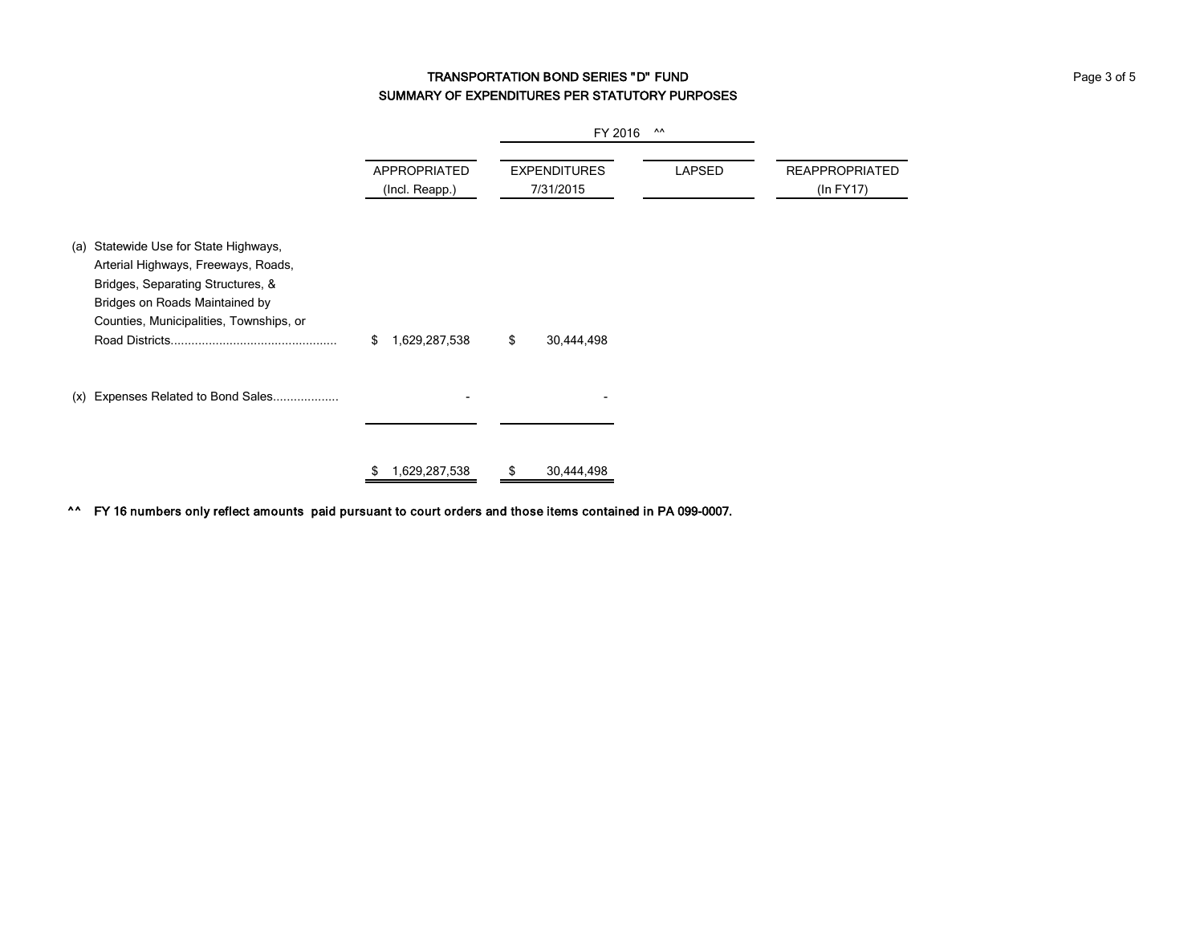# TRANSPORTATION BOND SERIES "D" FUND
## SUMMARY OF EXPENDITURES PER STATUTORY PURPOSES

| | FY 2016 ^^ | | | |
|---|---|---|---|---|
| | APPROPRIATED (Incl. Reapp.) | EXPENDITURES 7/31/2015 | LAPSED | REAPPROPRIATED (In FY17) |
| (a) Statewide Use for State Highways, Arterial Highways, Freeways, Roads, Bridges, Separating Structures, & Bridges on Roads Maintained by Counties, Municipalities, Townships, or Road Districts............................................... | $ 1,629,287,538 | $ 30,444,498 | | |
| (x) Expenses Related to Bond Sales.................. | - | - | | |
| | $ 1,629,287,538 | $ 30,444,498 | | |

**^^ FY 16 numbers only reflect amounts paid pursuant to court orders and those items contained in PA 099-0007.**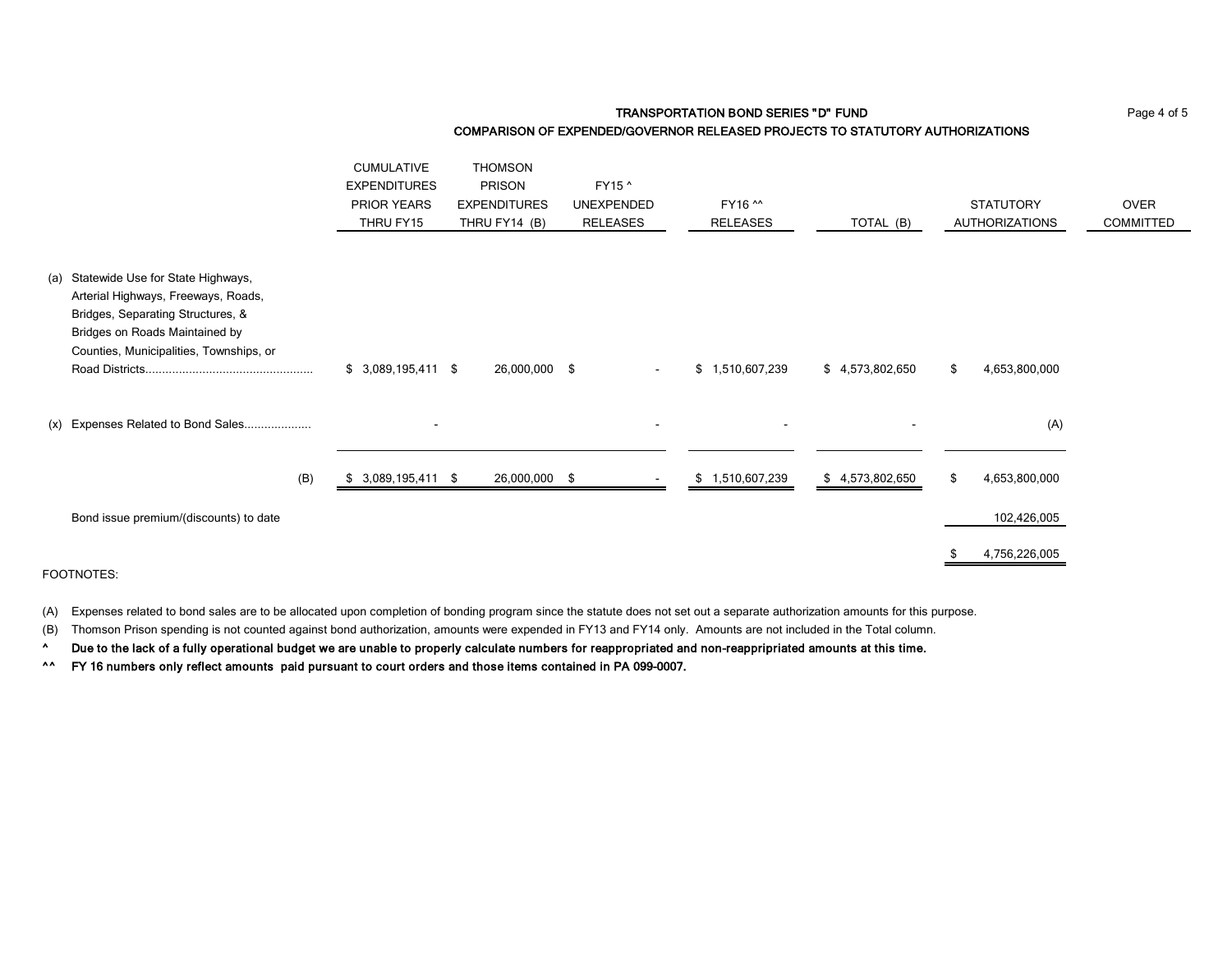## TRANSPORTATION BOND SERIES "D" FUND

### COMPARISON OF EXPENDED/GOVERNOR RELEASED PROJECTS TO STATUTORY AUTHORIZATIONS

| | CUMULATIVE EXPENDITURES PRIOR YEARS THRU FY15 | THOMSON PRISON EXPENDITURES THRU FY14 (B) | FY15 ^ UNEXPENDED RELEASES | FY16 ^^ RELEASES | TOTAL (B) | STATUTORY AUTHORIZATIONS | OVER COMMITTED |
|---|---|---|---|---|---|---|---|
| (a) Statewide Use for State Highways, Arterial Highways, Freeways, Roads, Bridges, Separating Structures, & Bridges on Roads Maintained by Counties, Municipalities, Townships, or Road Districts.................................................. | $ 3,089,195,411 | $ 26,000,000 | $ - | $ 1,510,607,239 | $ 4,573,802,650 | $ 4,653,800,000 | |
| (x) Expenses Related to Bond Sales.................... | - | | - | - | - | (A) | |
| (B) | $ 3,089,195,411 | $ 26,000,000 | $ - | $ 1,510,607,239 | $ 4,573,802,650 | $ 4,653,800,000 | |
| Bond issue premium/(discounts) to date | | | | | | 102,426,005 | |
| | | | | | | $ 4,756,226,005 | |

FOOTNOTES:

(A) Expenses related to bond sales are to be allocated upon completion of bonding program since the statute does not set out a separate authorization amounts for this purpose.

(B) Thomson Prison spending is not counted against bond authorization, amounts were expended in FY13 and FY14 only. Amounts are not included in the Total column.

^ **Due to the lack of a fully operational budget we are unable to properly calculate numbers for reappropriated and non-reappripriated amounts at this time.**

^^ **FY 16 numbers only reflect amounts paid pursuant to court orders and those items contained in PA 099-0007.**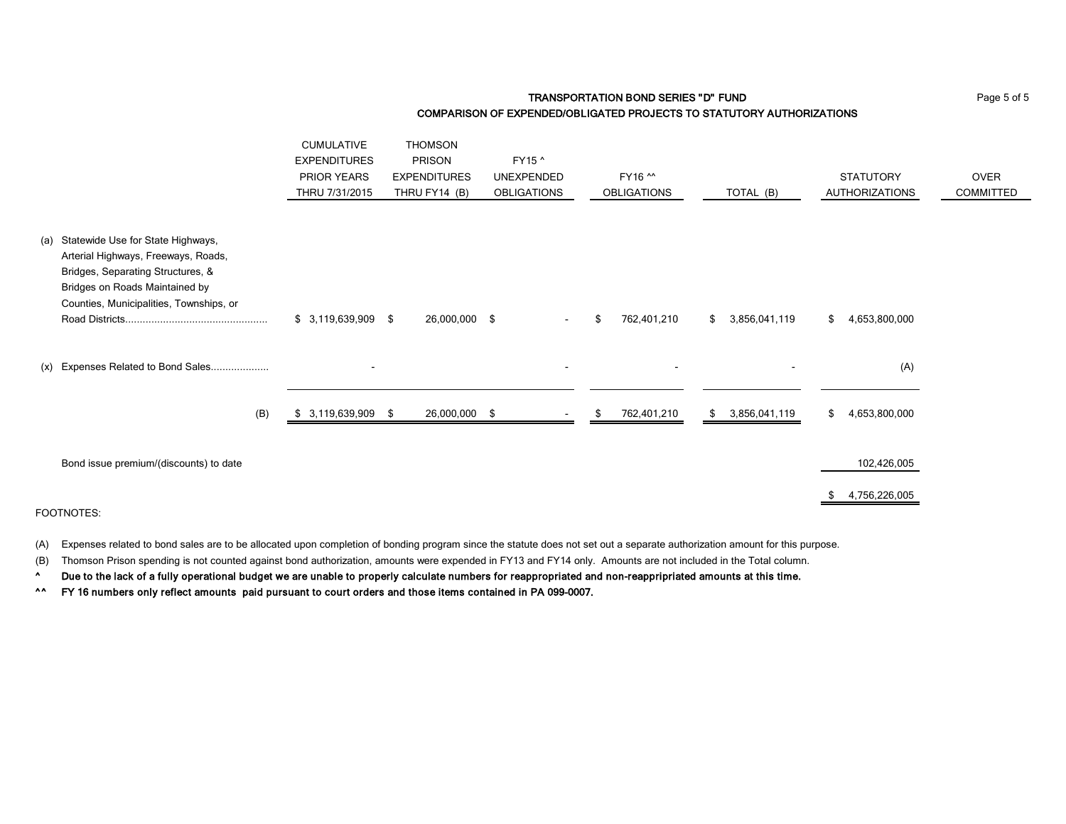## TRANSPORTATION BOND SERIES "D" FUND

### COMPARISON OF EXPENDED/OBLIGATED PROJECTS TO STATUTORY AUTHORIZATIONS

| | CUMULATIVE EXPENDITURES PRIOR YEARS THRU 7/31/2015 | THOMSON PRISON EXPENDITURES THRU FY14 (B) | FY15 ^ UNEXPENDED OBLIGATIONS | FY16 ^^ OBLIGATIONS | TOTAL (B) | STATUTORY AUTHORIZATIONS | OVER COMMITTED |
|---|---|---|---|---|---|---|---|
| (a) Statewide Use for State Highways, Arterial Highways, Freeways, Roads, Bridges, Separating Structures, & Bridges on Roads Maintained by Counties, Municipalities, Townships, or Road Districts................................................ | $ 3,119,639,909 | $ 26,000,000 | $ - | $ 762,401,210 | $ 3,856,041,119 | $ 4,653,800,000 | |
| (x) Expenses Related to Bond Sales.................... | - | | - | - | - | (A) | |
| (B) | $ 3,119,639,909 | $ 26,000,000 | $ - | $ 762,401,210 | $ 3,856,041,119 | $ 4,653,800,000 | |
| Bond issue premium/(discounts) to date | | | | | | 102,426,005 | |
| | | | | | | $ 4,756,226,005 | |

FOOTNOTES:

(A) Expenses related to bond sales are to be allocated upon completion of bonding program since the statute does not set out a separate authorization amount for this purpose.

(B) Thomson Prison spending is not counted against bond authorization, amounts were expended in FY13 and FY14 only. Amounts are not included in the Total column.

^ **Due to the lack of a fully operational budget we are unable to properly calculate numbers for reappropriated and non-reappripriated amounts at this time.**

^^ **FY 16 numbers only reflect amounts paid pursuant to court orders and those items contained in PA 099-0007.**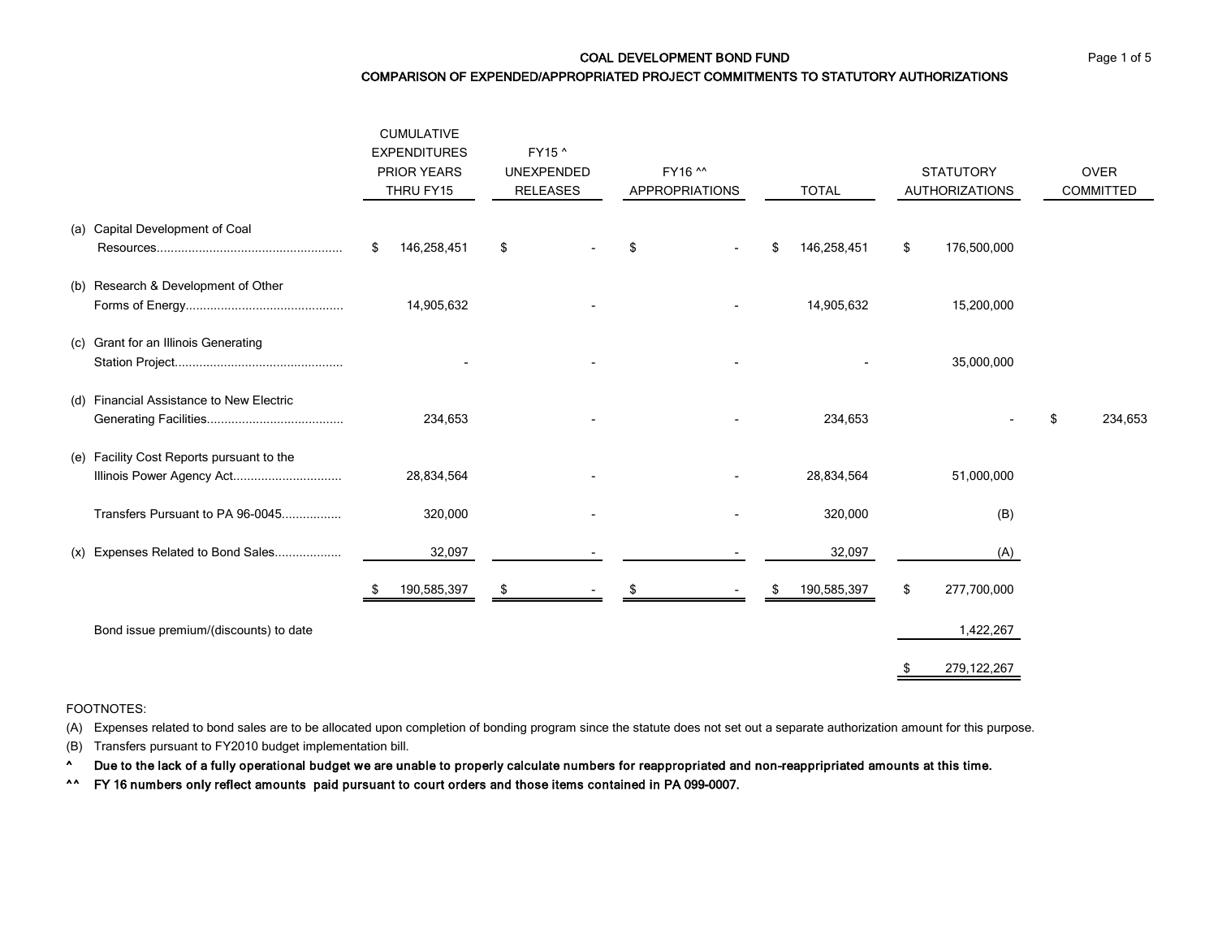# COAL DEVELOPMENT BOND FUND

## COMPARISON OF EXPENDED/APPROPRIATED PROJECT COMMITMENTS TO STATUTORY AUTHORIZATIONS

| | CUMULATIVE EXPENDITURES PRIOR YEARS THRU FY15 | FY15 ^ UNEXPENDED RELEASES | FY16 ^^ APPROPRIATIONS | TOTAL | STATUTORY AUTHORIZATIONS | OVER COMMITTED |
|---|---|---|---|---|---|---|
| (a) Capital Development of Coal Resources.................................................... | $ 146,258,451 | $ - | $ - | $ 146,258,451 | $ 176,500,000 | |
| (b) Research & Development of Other Forms of Energy............................................ | 14,905,632 | - | - | 14,905,632 | 15,200,000 | |
| (c) Grant for an Illinois Generating Station Project............................................... | - | - | - | - | 35,000,000 | |
| (d) Financial Assistance to New Electric Generating Facilities...................................... | 234,653 | - | - | 234,653 | - | $ 234,653 |
| (e) Facility Cost Reports pursuant to the Illinois Power Agency Act.............................. | 28,834,564 | - | - | 28,834,564 | 51,000,000 | |
| Transfers Pursuant to PA 96-0045................ | 320,000 | - | - | 320,000 | (B) | |
| (x) Expenses Related to Bond Sales.................. | 32,097 | - | - | 32,097 | (A) | |
| | $ 190,585,397 | $ - | $ - | $ 190,585,397 | $ 277,700,000 | |
| Bond issue premium/(discounts) to date | | | | | 1,422,267 | |
| | | | | | $ 279,122,267 | |

FOOTNOTES:

(A) Expenses related to bond sales are to be allocated upon completion of bonding program since the statute does not set out a separate authorization amount for this purpose.

(B) Transfers pursuant to FY2010 budget implementation bill.

^ **Due to the lack of a fully operational budget we are unable to properly calculate numbers for reappropriated and non-reappripriated amounts at this time.**

^^ **FY 16 numbers only reflect amounts paid pursuant to court orders and those items contained in PA 099-0007.**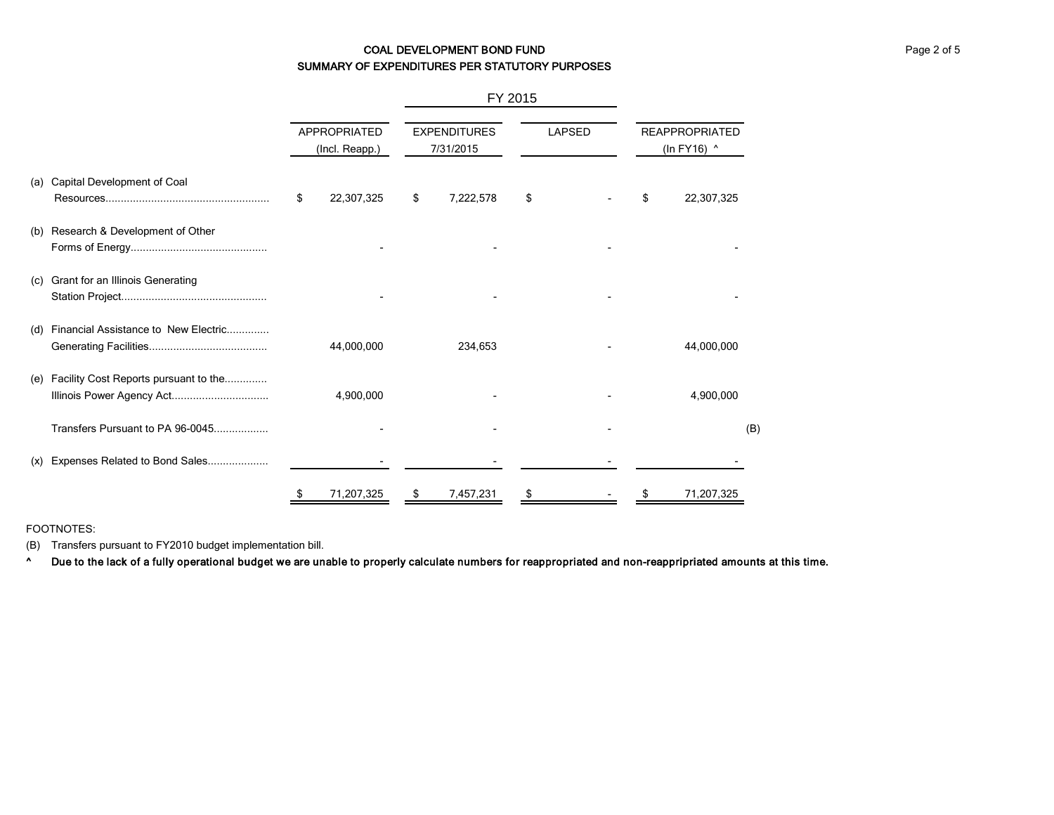# COAL DEVELOPMENT BOND FUND
## SUMMARY OF EXPENDITURES PER STATUTORY PURPOSES

| | FY 2015 | | | | |
|---|---|---|---|---|---|
| | APPROPRIATED (Incl. Reapp.) | EXPENDITURES 7/31/2015 | LAPSED | REAPPROPRIATED (In FY16) ^ | |
| (a) Capital Development of Coal Resources | $ 22,307,325 | $ 7,222,578 | $ - | $ 22,307,325 | |
| (b) Research & Development of Other Forms of Energy | - | - | - | - | |
| (c) Grant for an Illinois Generating Station Project | - | - | - | - | |
| (d) Financial Assistance to New Electric Generating Facilities | 44,000,000 | 234,653 | - | 44,000,000 | |
| (e) Facility Cost Reports pursuant to the Illinois Power Agency Act | 4,900,000 | - | - | 4,900,000 | |
| Transfers Pursuant to PA 96-0045 | - | - | - | | (B) |
| (x) Expenses Related to Bond Sales | - | - | - | - | |
| | $ 71,207,325 | $ 7,457,231 | $ - | $ 71,207,325 | |

FOOTNOTES:

(B) Transfers pursuant to FY2010 budget implementation bill.

**^ Due to the lack of a fully operational budget we are unable to properly calculate numbers for reappropriated and non-reappripriated amounts at this time.**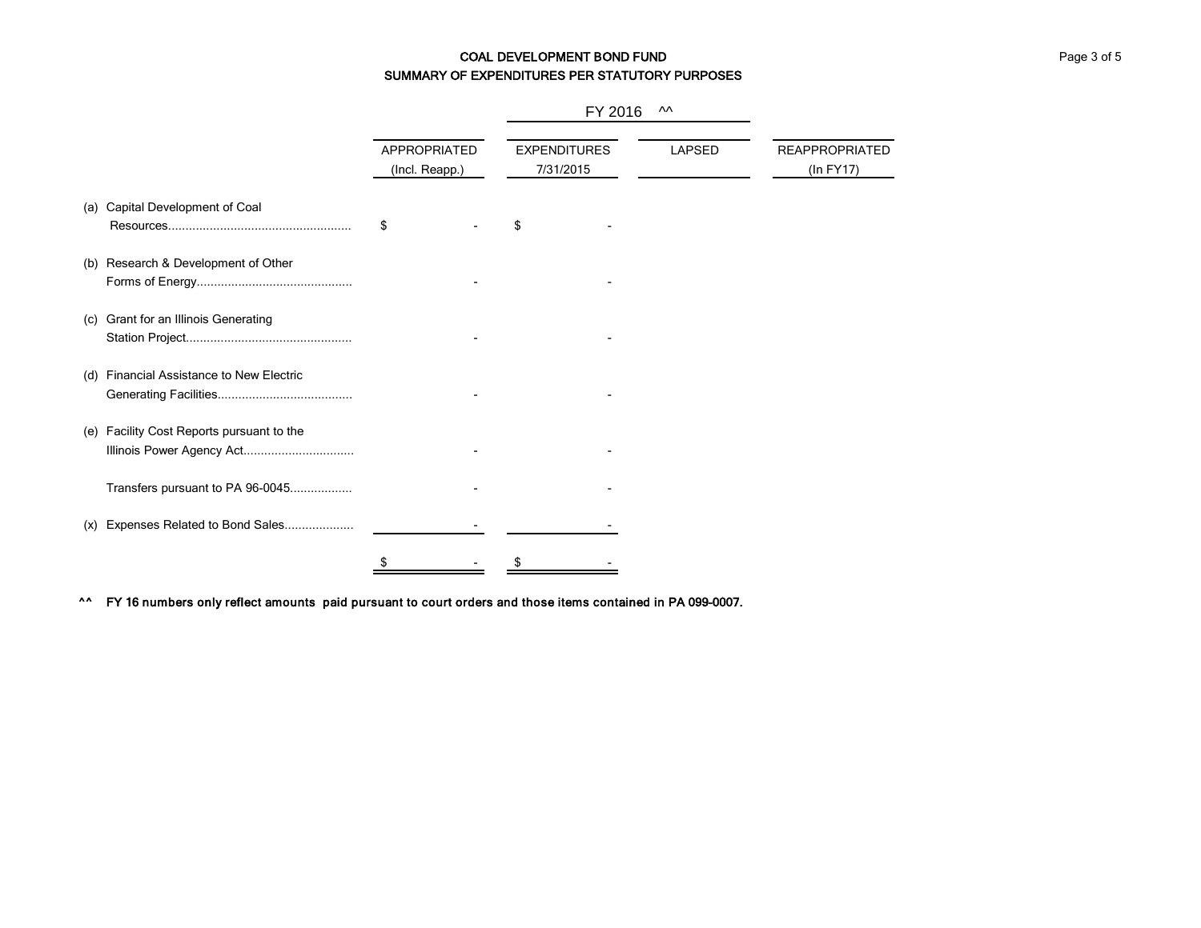## COAL DEVELOPMENT BOND FUND
## SUMMARY OF EXPENDITURES PER STATUTORY PURPOSES

| | | FY 2016 ^^ | | |
|---|---|---|---|---|
| | APPROPRIATED (Incl. Reapp.) | EXPENDITURES 7/31/2015 | LAPSED | REAPPROPRIATED (In FY17) |
| (a) Capital Development of Coal Resources.................................................... | $ - | $ - | | |
| (b) Research & Development of Other Forms of Energy............................................ | - | - | | |
| (c) Grant for an Illinois Generating Station Project................................................ | - | - | | |
| (d) Financial Assistance to New Electric Generating Facilities....................................... | - | - | | |
| (e) Facility Cost Reports pursuant to the Illinois Power Agency Act................................ | - | - | | |
| Transfers pursuant to PA 96-0045.................. | - | - | | |
| (x) Expenses Related to Bond Sales.................... | - | - | | |
| | $ - | $ - | | |

**^^ FY 16 numbers only reflect amounts paid pursuant to court orders and those items contained in PA 099-0007.**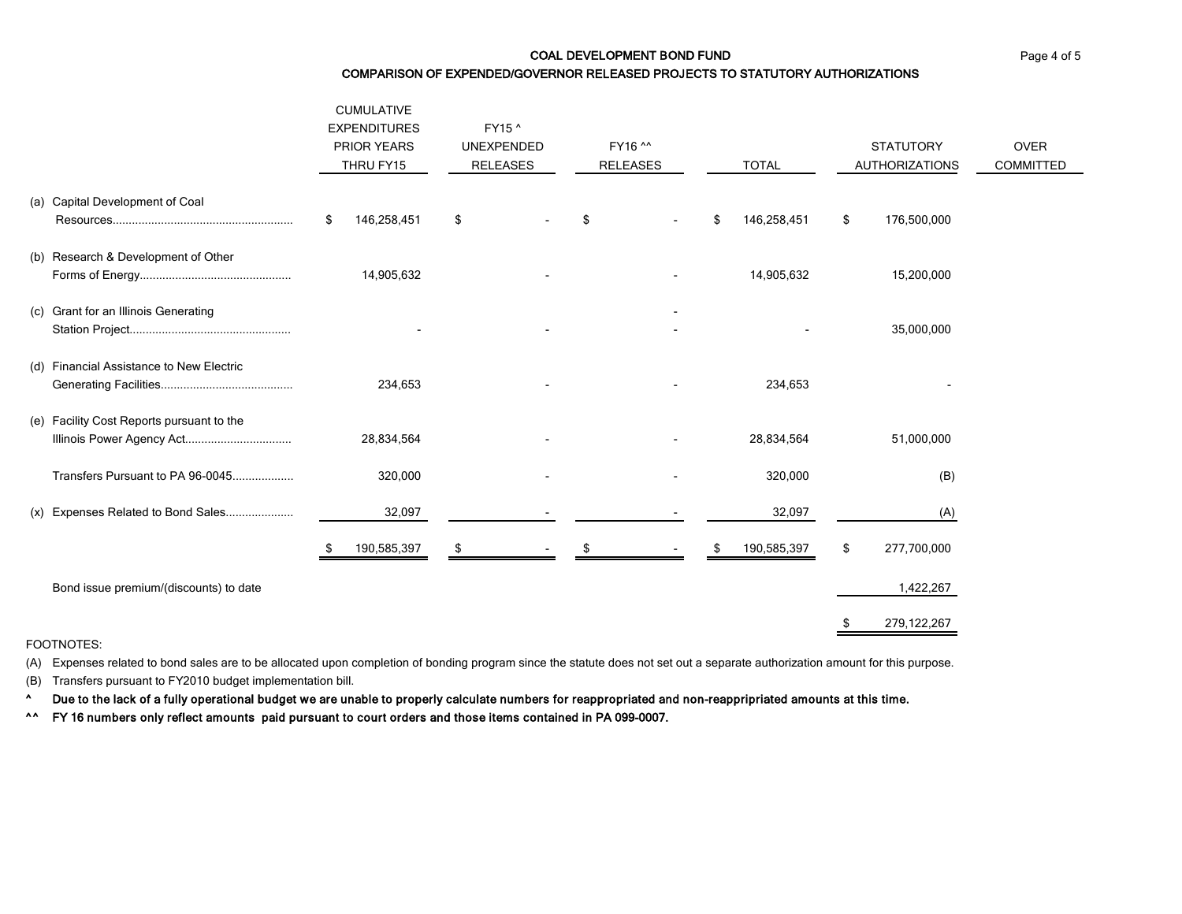## COAL DEVELOPMENT BOND FUND

### COMPARISON OF EXPENDED/GOVERNOR RELEASED PROJECTS TO STATUTORY AUTHORIZATIONS

| | CUMULATIVE EXPENDITURES PRIOR YEARS THRU FY15 | FY15 ^ UNEXPENDED RELEASES | FY16 ^^ RELEASES | TOTAL | STATUTORY AUTHORIZATIONS | OVER COMMITTED |
|---|---|---|---|---|---|---|
| (a) Capital Development of Coal Resources....... | $ 146,258,451 | $ - | $ - | $ 146,258,451 | $ 176,500,000 | |
| (b) Research & Development of Other Forms of Energy....... | 14,905,632 | - | - | 14,905,632 | 15,200,000 | |
| (c) Grant for an Illinois Generating Station Project....... | - | - | - <br> - | - | 35,000,000 | |
| (d) Financial Assistance to New Electric Generating Facilities....... | 234,653 | - | - | 234,653 | - | |
| (e) Facility Cost Reports pursuant to the Illinois Power Agency Act....... | 28,834,564 | - | - | 28,834,564 | 51,000,000 | |
| Transfers Pursuant to PA 96-0045....... | 320,000 | - | - | 320,000 | (B) | |
| (x) Expenses Related to Bond Sales....... | 32,097 | - | - | 32,097 | (A) | |
| | $ 190,585,397 | $ - | $ - | $ 190,585,397 | $ 277,700,000 | |
| Bond issue premium/(discounts) to date | | | | | 1,422,267 | |
| | | | | | $ 279,122,267 | |

FOOTNOTES:

(A) Expenses related to bond sales are to be allocated upon completion of bonding program since the statute does not set out a separate authorization amount for this purpose.

(B) Transfers pursuant to FY2010 budget implementation bill.

**^ Due to the lack of a fully operational budget we are unable to properly calculate numbers for reappropriated and non-reappripriated amounts at this time.**

**^^ FY 16 numbers only reflect amounts paid pursuant to court orders and those items contained in PA 099-0007.**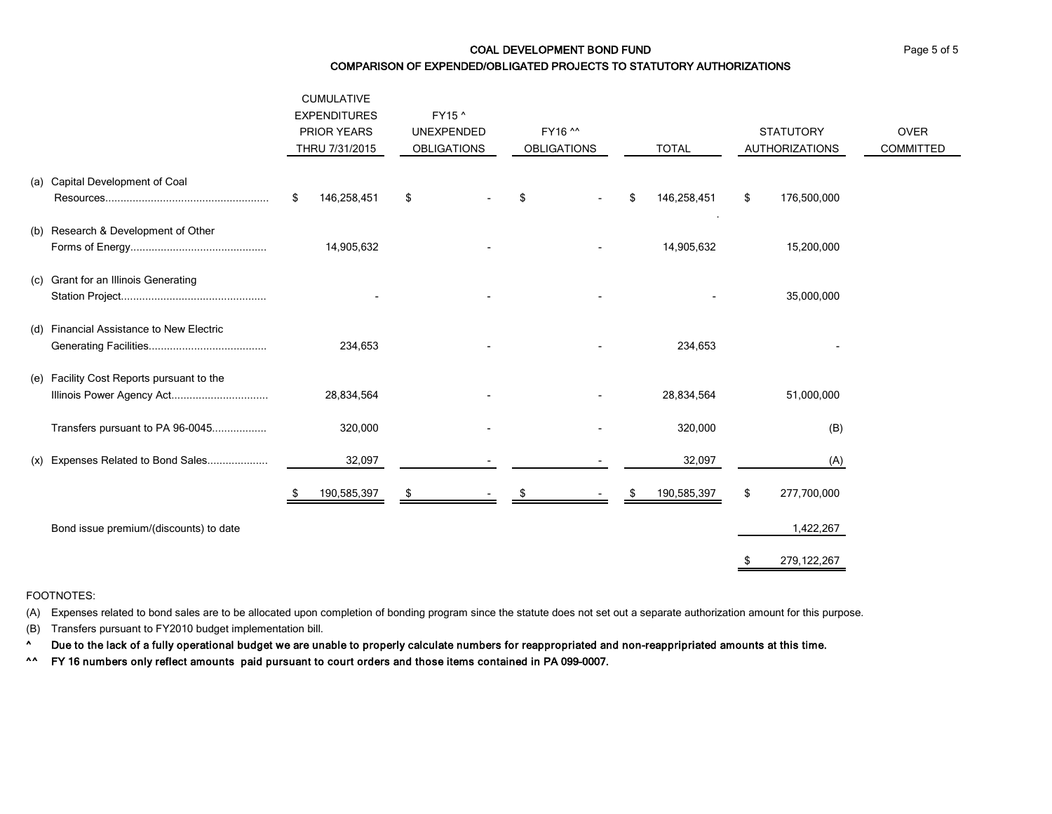# COAL DEVELOPMENT BOND FUND

## COMPARISON OF EXPENDED/OBLIGATED PROJECTS TO STATUTORY AUTHORIZATIONS

| | CUMULATIVE EXPENDITURES PRIOR YEARS THRU 7/31/2015 | FY15 ^ UNEXPENDED OBLIGATIONS | FY16 ^^ OBLIGATIONS | TOTAL | STATUTORY AUTHORIZATIONS | OVER COMMITTED |
|---|---|---|---|---|---|---|
| (a) Capital Development of Coal Resources | $ 146,258,451 | $ - | $ - | $ 146,258,451 | $ 176,500,000 | |
| (b) Research & Development of Other Forms of Energy | 14,905,632 | - | - | 14,905,632 | 15,200,000 | |
| (c) Grant for an Illinois Generating Station Project | - | - | - | - | 35,000,000 | |
| (d) Financial Assistance to New Electric Generating Facilities | 234,653 | - | - | 234,653 | - | |
| (e) Facility Cost Reports pursuant to the Illinois Power Agency Act | 28,834,564 | - | - | 28,834,564 | 51,000,000 | |
| Transfers pursuant to PA 96-0045 | 320,000 | - | - | 320,000 | (B) | |
| (x) Expenses Related to Bond Sales | 32,097 | - | - | 32,097 | (A) | |
| | $ 190,585,397 | $ - | $ - | $ 190,585,397 | $ 277,700,000 | |
| Bond issue premium/(discounts) to date | | | | | 1,422,267 | |
| | | | | | $ 279,122,267 | |

FOOTNOTES:

(A) Expenses related to bond sales are to be allocated upon completion of bonding program since the statute does not set out a separate authorization amount for this purpose.

(B) Transfers pursuant to FY2010 budget implementation bill.

**^ Due to the lack of a fully operational budget we are unable to properly calculate numbers for reappropriated and non-reappripriated amounts at this time.**

**^^ FY 16 numbers only reflect amounts paid pursuant to court orders and those items contained in PA 099-0007.**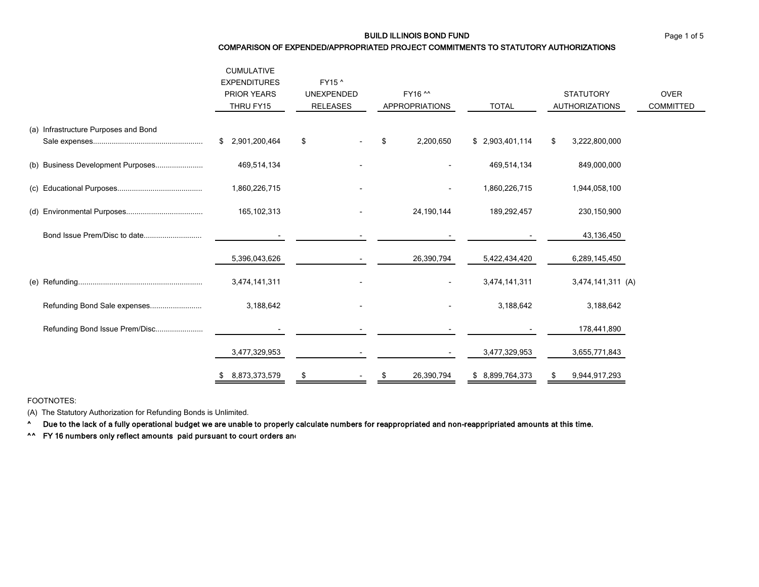# BUILD ILLINOIS BOND FUND

## COMPARISON OF EXPENDED/APPROPRIATED PROJECT COMMITMENTS TO STATUTORY AUTHORIZATIONS

| | CUMULATIVE EXPENDITURES PRIOR YEARS THRU FY15 | FY15 ^ UNEXPENDED RELEASES | FY16 ^^ APPROPRIATIONS | TOTAL | STATUTORY AUTHORIZATIONS | OVER COMMITTED |
|---|---|---|---|---|---|---|
| (a) Infrastructure Purposes and Bond Sale expenses.................................................... | $ 2,901,200,464 | $ - | $ 2,200,650 | $ 2,903,401,114 | $ 3,222,800,000 | |
| (b) Business Development Purposes...................... | 469,514,134 | - | - | 469,514,134 | 849,000,000 | |
| (c) Educational Purposes......................................... | 1,860,226,715 | - | - | 1,860,226,715 | 1,944,058,100 | |
| (d) Environmental Purposes.................................... | 165,102,313 | - | 24,190,144 | 189,292,457 | 230,150,900 | |
| Bond Issue Prem/Disc to date........................... | - | - | - | - | 43,136,450 | |
| | 5,396,043,626 | - | 26,390,794 | 5,422,434,420 | 6,289,145,450 | |
| (e) Refunding........................................................... | 3,474,141,311 | - | - | 3,474,141,311 | 3,474,141,311 (A) | |
| Refunding Bond Sale expenses........................ | 3,188,642 | - | - | 3,188,642 | 3,188,642 | |
| Refunding Bond Issue Prem/Disc...................... | - | - | - | - | 178,441,890 | |
| | 3,477,329,953 | - | - | 3,477,329,953 | 3,655,771,843 | |
| | $ 8,873,373,579 | $ - | $ 26,390,794 | $ 8,899,764,373 | $ 9,944,917,293 | |

FOOTNOTES:

(A) The Statutory Authorization for Refunding Bonds is Unlimited.

**^ Due to the lack of a fully operational budget we are unable to properly calculate numbers for reappropriated and non-reappripriated amounts at this time.**

**^^ FY 16 numbers only reflect amounts paid pursuant to court orders an**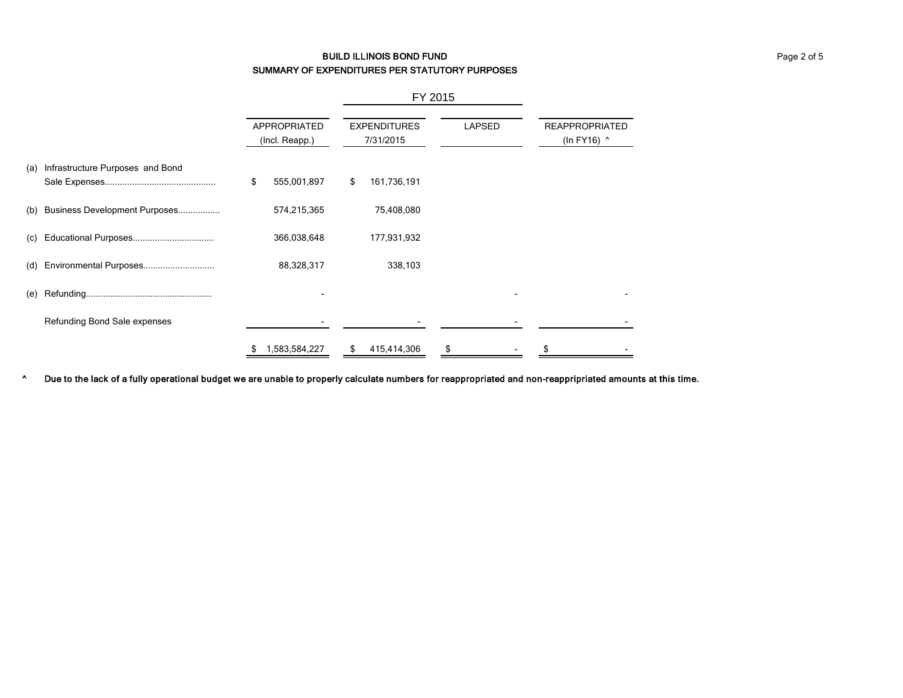# BUILD ILLINOIS BOND FUND

## SUMMARY OF EXPENDITURES PER STATUTORY PURPOSES

| | | FY 2015 | | |
|---|---|---|---|---|
| | APPROPRIATED (Incl. Reapp.) | EXPENDITURES 7/31/2015 | LAPSED | REAPPROPRIATED (In FY16) ^ |
| (a) Infrastructure Purposes and Bond Sale Expenses............................................ | $ 555,001,897 | $ 161,736,191 | | |
| (b) Business Development Purposes................ | 574,215,365 | 75,408,080 | | |
| (c) Educational Purposes................................ | 366,038,648 | 177,931,932 | | |
| (d) Environmental Purposes............................ | 88,328,317 | 338,103 | | |
| (e) Refunding.................................................. | - | | - | - |
| Refunding Bond Sale expenses | - | - | - | - |
| | $ 1,583,584,227 | $ 415,414,306 | $ - | $ - |

**^ Due to the lack of a fully operational budget we are unable to properly calculate numbers for reappropriated and non-reappripriated amounts at this time.**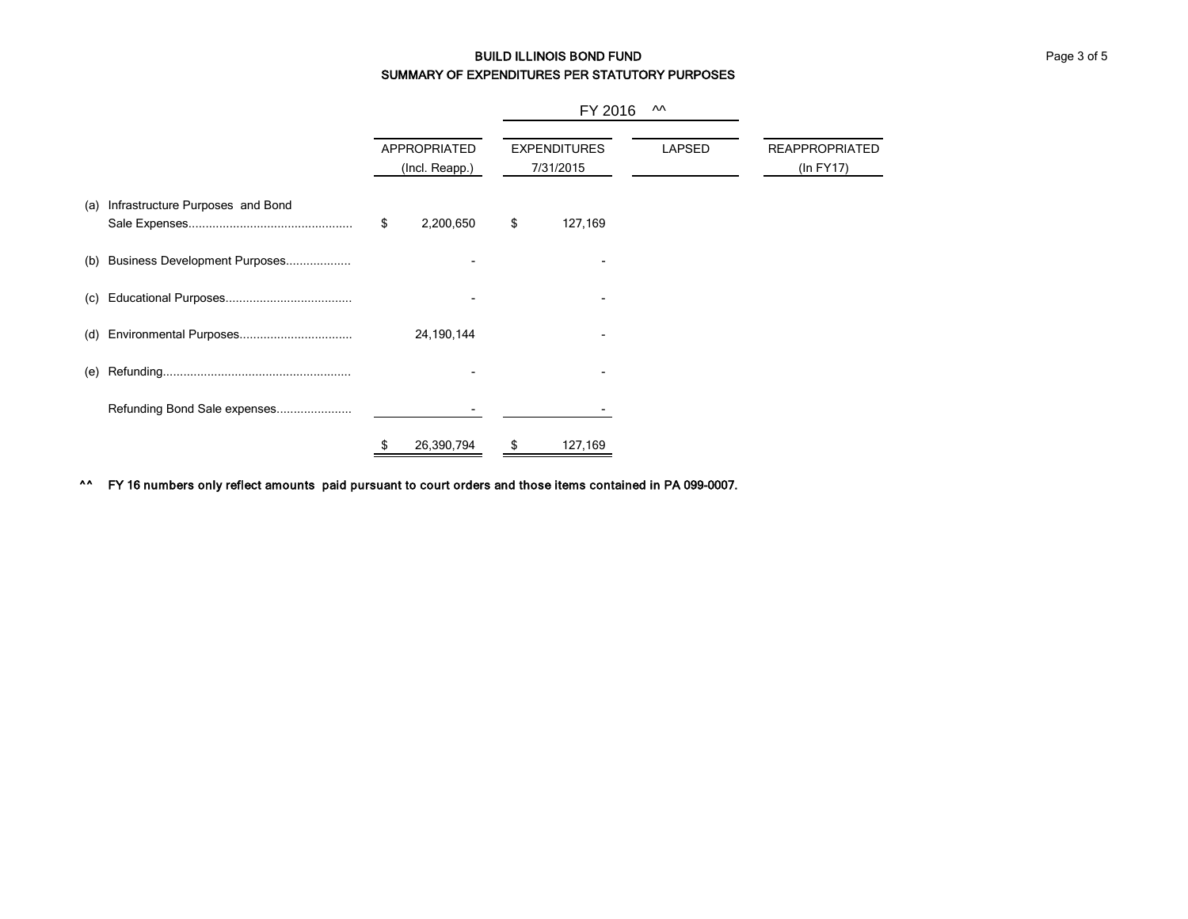# BUILD ILLINOIS BOND FUND

## SUMMARY OF EXPENDITURES PER STATUTORY PURPOSES

| | FY 2016 ^^ | | | |
|---|---|---|---|---|
| | APPROPRIATED (Incl. Reapp.) | EXPENDITURES 7/31/2015 | LAPSED | REAPPROPRIATED (In FY17) |
| (a) Infrastructure Purposes and Bond Sale Expenses................................................ | $ 2,200,650 | $ 127,169 | | |
| (b) Business Development Purposes.................. | - | - | | |
| (c) Educational Purposes.................................... | - | - | | |
| (d) Environmental Purposes................................ | 24,190,144 | - | | |
| (e) Refunding...................................................... | - | - | | |
| Refunding Bond Sale expenses...................... | - | - | | |
| | $ 26,390,794 | $ 127,169 | | |

^^ **FY 16 numbers only reflect amounts paid pursuant to court orders and those items contained in PA 099-0007.**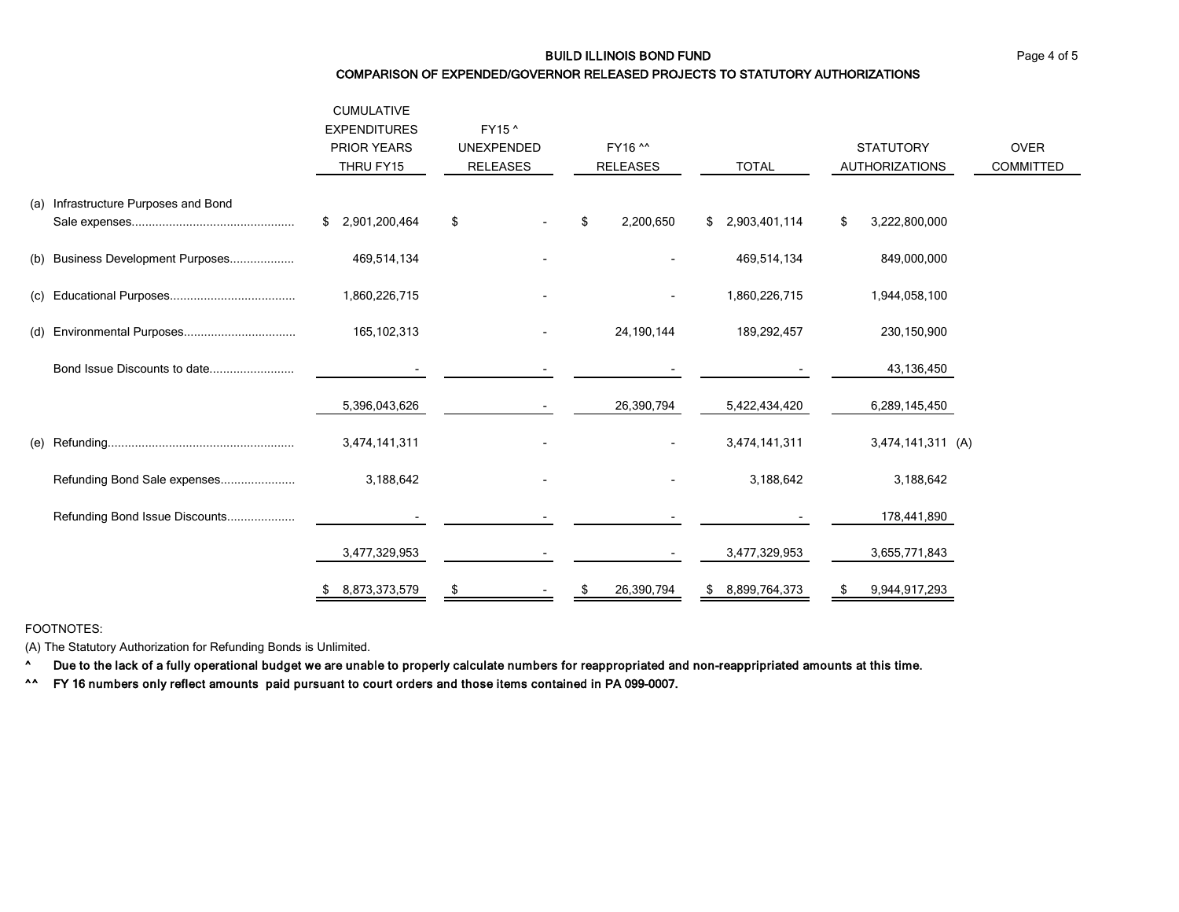# BUILD ILLINOIS BOND FUND

## COMPARISON OF EXPENDED/GOVERNOR RELEASED PROJECTS TO STATUTORY AUTHORIZATIONS

| | CUMULATIVE EXPENDITURES PRIOR YEARS THRU FY15 | FY15 ^ UNEXPENDED RELEASES | FY16 ^^ RELEASES | TOTAL | STATUTORY AUTHORIZATIONS | OVER COMMITTED |
|---|---|---|---|---|---|---|
| (a) Infrastructure Purposes and Bond Sale expenses............................................... | $ 2,901,200,464 | $ - | $ 2,200,650 | $ 2,903,401,114 | $ 3,222,800,000 | |
| (b) Business Development Purposes.................. | 469,514,134 | - | - | 469,514,134 | 849,000,000 | |
| (c) Educational Purposes.................................... | 1,860,226,715 | - | - | 1,860,226,715 | 1,944,058,100 | |
| (d) Environmental Purposes................................ | 165,102,313 | - | 24,190,144 | 189,292,457 | 230,150,900 | |
| Bond Issue Discounts to date........................ | - | - | - | - | 43,136,450 | |
| | 5,396,043,626 | - | 26,390,794 | 5,422,434,420 | 6,289,145,450 | |
| (e) Refunding...................................................... | 3,474,141,311 | - | - | 3,474,141,311 | 3,474,141,311 (A) | |
| Refunding Bond Sale expenses..................... | 3,188,642 | - | - | 3,188,642 | 3,188,642 | |
| Refunding Bond Issue Discounts................... | - | - | - | - | 178,441,890 | |
| | 3,477,329,953 | - | - | 3,477,329,953 | 3,655,771,843 | |
| | $ 8,873,373,579 | $ - | $ 26,390,794 | $ 8,899,764,373 | $ 9,944,917,293 | |

FOOTNOTES:

(A) The Statutory Authorization for Refunding Bonds is Unlimited.

**^ Due to the lack of a fully operational budget we are unable to properly calculate numbers for reappropriated and non-reappripriated amounts at this time.**

**^^ FY 16 numbers only reflect amounts paid pursuant to court orders and those items contained in PA 099-0007.**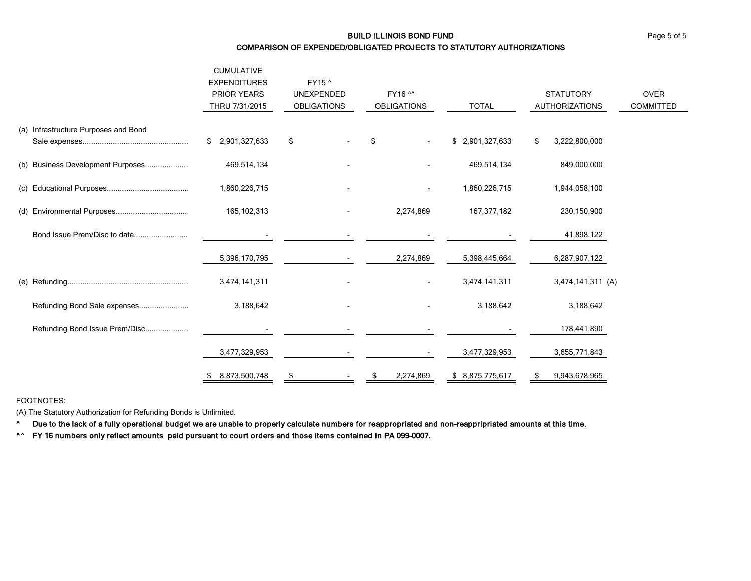## BUILD ILLINOIS BOND FUND
### COMPARISON OF EXPENDED/OBLIGATED PROJECTS TO STATUTORY AUTHORIZATIONS

| | CUMULATIVE EXPENDITURES PRIOR YEARS THRU 7/31/2015 | FY15 ^ UNEXPENDED OBLIGATIONS | FY16 ^^ OBLIGATIONS | TOTAL | STATUTORY AUTHORIZATIONS | OVER COMMITTED |
|---|---|---|---|---|---|---|
| (a) Infrastructure Purposes and Bond Sale expenses | $ 2,901,327,633 | $ - | $ - | $ 2,901,327,633 | $ 3,222,800,000 | |
| (b) Business Development Purposes | 469,514,134 | - | - | 469,514,134 | 849,000,000 | |
| (c) Educational Purposes | 1,860,226,715 | - | - | 1,860,226,715 | 1,944,058,100 | |
| (d) Environmental Purposes | 165,102,313 | - | 2,274,869 | 167,377,182 | 230,150,900 | |
| Bond Issue Prem/Disc to date | - | - | - | - | 41,898,122 | |
| | 5,396,170,795 | - | 2,274,869 | 5,398,445,664 | 6,287,907,122 | |
| (e) Refunding | 3,474,141,311 | - | - | 3,474,141,311 | 3,474,141,311 (A) | |
| Refunding Bond Sale expenses | 3,188,642 | - | - | 3,188,642 | 3,188,642 | |
| Refunding Bond Issue Prem/Disc | - | - | - | - | 178,441,890 | |
| | 3,477,329,953 | - | - | 3,477,329,953 | 3,655,771,843 | |
| | $ 8,873,500,748 | $ - | $ 2,274,869 | $ 8,875,775,617 | $ 9,943,678,965 | |

FOOTNOTES:

(A) The Statutory Authorization for Refunding Bonds is Unlimited.

**^ Due to the lack of a fully operational budget we are unable to properly calculate numbers for reappropriated and non-reappripriated amounts at this time.**

**^^ FY 16 numbers only reflect amounts paid pursuant to court orders and those items contained in PA 099-0007.**